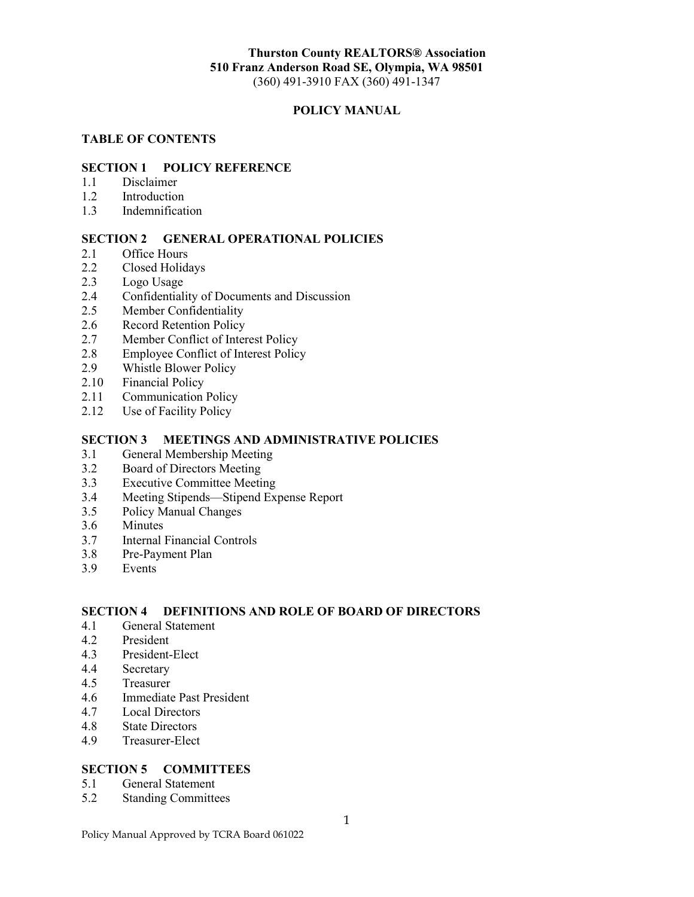**Thurston County REALTORS® Association**
**510 Franz Anderson Road SE, Olympia, WA 98501**
(360) 491-3910 FAX (360) 491-1347

# POLICY MANUAL

## TABLE OF CONTENTS

### SECTION 1 POLICY REFERENCE

1.1 Disclaimer
1.2 Introduction
1.3 Indemnification

### SECTION 2 GENERAL OPERATIONAL POLICIES

2.1 Office Hours
2.2 Closed Holidays
2.3 Logo Usage
2.4 Confidentiality of Documents and Discussion
2.5 Member Confidentiality
2.6 Record Retention Policy
2.7 Member Conflict of Interest Policy
2.8 Employee Conflict of Interest Policy
2.9 Whistle Blower Policy
2.10 Financial Policy
2.11 Communication Policy
2.12 Use of Facility Policy

### SECTION 3 MEETINGS AND ADMINISTRATIVE POLICIES

3.1 General Membership Meeting
3.2 Board of Directors Meeting
3.3 Executive Committee Meeting
3.4 Meeting Stipends—Stipend Expense Report
3.5 Policy Manual Changes
3.6 Minutes
3.7 Internal Financial Controls
3.8 Pre-Payment Plan
3.9 Events

### SECTION 4 DEFINITIONS AND ROLE OF BOARD OF DIRECTORS

4.1 General Statement
4.2 President
4.3 President-Elect
4.4 Secretary
4.5 Treasurer
4.6 Immediate Past President
4.7 Local Directors
4.8 State Directors
4.9 Treasurer-Elect

### SECTION 5 COMMITTEES

5.1 General Statement
5.2 Standing Committees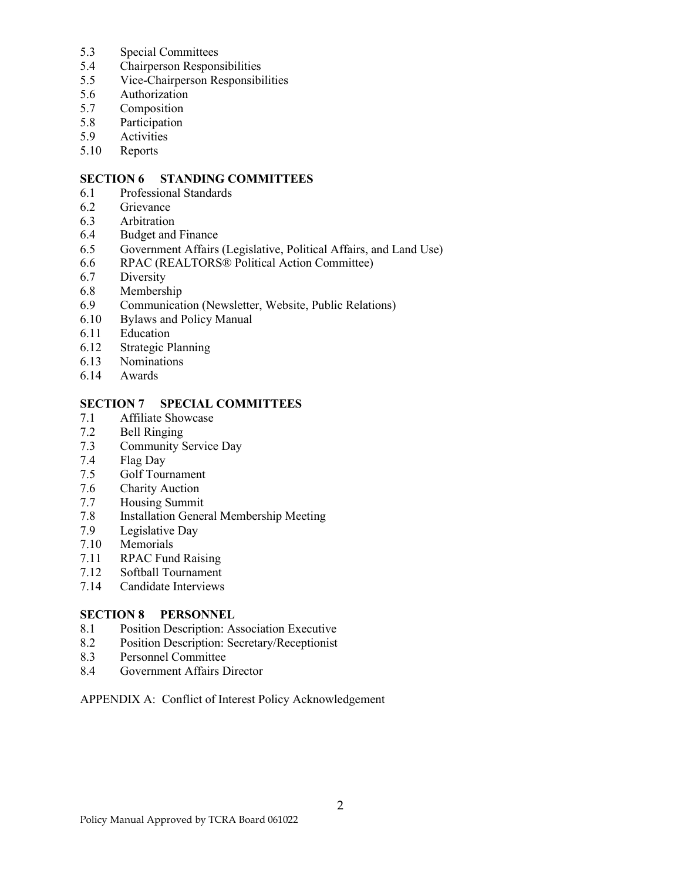5.3 Special Committees
5.4 Chairperson Responsibilities
5.5 Vice-Chairperson Responsibilities
5.6 Authorization
5.7 Composition
5.8 Participation
5.9 Activities
5.10 Reports

**SECTION 6 STANDING COMMITTEES**

6.1 Professional Standards
6.2 Grievance
6.3 Arbitration
6.4 Budget and Finance
6.5 Government Affairs (Legislative, Political Affairs, and Land Use)
6.6 RPAC (REALTORS® Political Action Committee)
6.7 Diversity
6.8 Membership
6.9 Communication (Newsletter, Website, Public Relations)
6.10 Bylaws and Policy Manual
6.11 Education
6.12 Strategic Planning
6.13 Nominations
6.14 Awards

**SECTION 7 SPECIAL COMMITTEES**

7.1 Affiliate Showcase
7.2 Bell Ringing
7.3 Community Service Day
7.4 Flag Day
7.5 Golf Tournament
7.6 Charity Auction
7.7 Housing Summit
7.8 Installation General Membership Meeting
7.9 Legislative Day
7.10 Memorials
7.11 RPAC Fund Raising
7.12 Softball Tournament
7.14 Candidate Interviews

**SECTION 8 PERSONNEL**

8.1 Position Description: Association Executive
8.2 Position Description: Secretary/Receptionist
8.3 Personnel Committee
8.4 Government Affairs Director

APPENDIX A: Conflict of Interest Policy Acknowledgement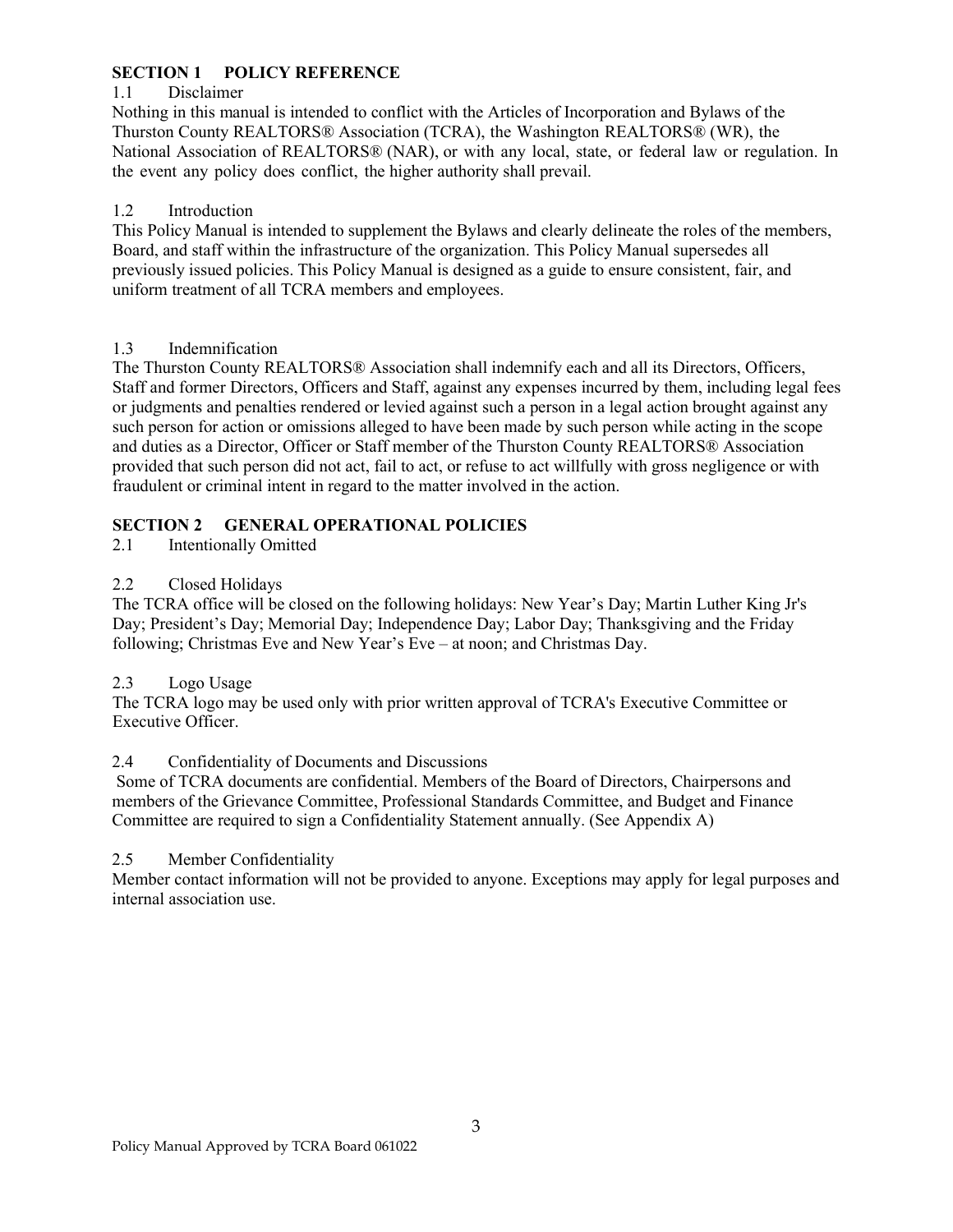## SECTION 1 POLICY REFERENCE

### 1.1 Disclaimer

Nothing in this manual is intended to conflict with the Articles of Incorporation and Bylaws of the Thurston County REALTORS® Association (TCRA), the Washington REALTORS® (WR), the National Association of REALTORS® (NAR), or with any local, state, or federal law or regulation. In the event any policy does conflict, the higher authority shall prevail.

### 1.2 Introduction

This Policy Manual is intended to supplement the Bylaws and clearly delineate the roles of the members, Board, and staff within the infrastructure of the organization. This Policy Manual supersedes all previously issued policies. This Policy Manual is designed as a guide to ensure consistent, fair, and uniform treatment of all TCRA members and employees.

### 1.3 Indemnification

The Thurston County REALTORS® Association shall indemnify each and all its Directors, Officers, Staff and former Directors, Officers and Staff, against any expenses incurred by them, including legal fees or judgments and penalties rendered or levied against such a person in a legal action brought against any such person for action or omissions alleged to have been made by such person while acting in the scope and duties as a Director, Officer or Staff member of the Thurston County REALTORS® Association provided that such person did not act, fail to act, or refuse to act willfully with gross negligence or with fraudulent or criminal intent in regard to the matter involved in the action.

## SECTION 2 GENERAL OPERATIONAL POLICIES

### 2.1 Intentionally Omitted

### 2.2 Closed Holidays

The TCRA office will be closed on the following holidays: New Year's Day; Martin Luther King Jr's Day; President's Day; Memorial Day; Independence Day; Labor Day; Thanksgiving and the Friday following; Christmas Eve and New Year's Eve – at noon; and Christmas Day.

### 2.3 Logo Usage

The TCRA logo may be used only with prior written approval of TCRA's Executive Committee or Executive Officer.

### 2.4 Confidentiality of Documents and Discussions

Some of TCRA documents are confidential. Members of the Board of Directors, Chairpersons and members of the Grievance Committee, Professional Standards Committee, and Budget and Finance Committee are required to sign a Confidentiality Statement annually. (See Appendix A)

### 2.5 Member Confidentiality

Member contact information will not be provided to anyone. Exceptions may apply for legal purposes and internal association use.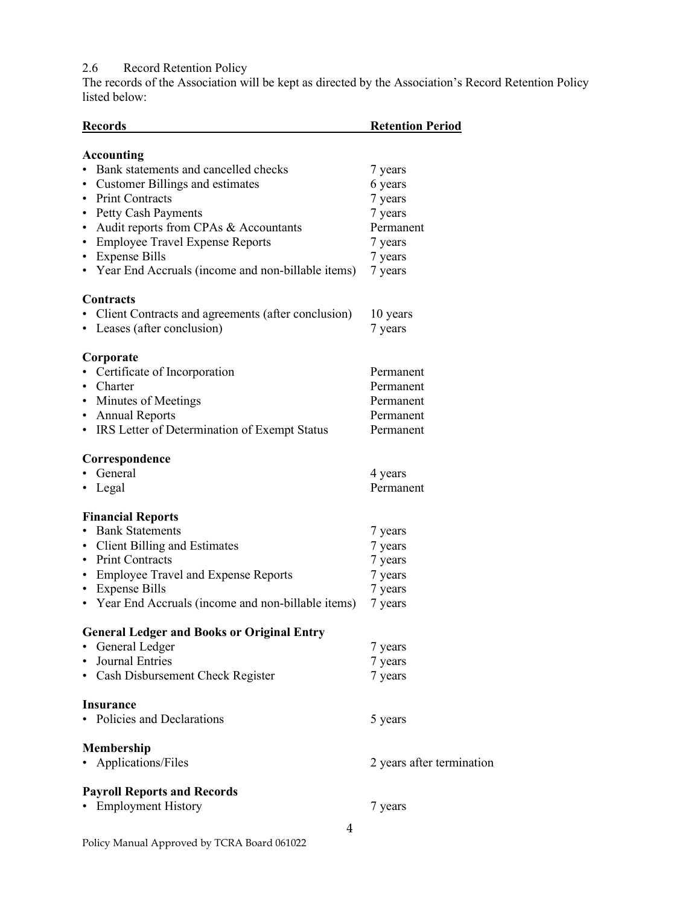## 2.6 Record Retention Policy

The records of the Association will be kept as directed by the Association's Record Retention Policy listed below:

| Records | Retention Period |
|---|---|
| **Accounting** | |
| • Bank statements and cancelled checks | 7 years |
| • Customer Billings and estimates | 6 years |
| • Print Contracts | 7 years |
| • Petty Cash Payments | 7 years |
| • Audit reports from CPAs & Accountants | Permanent |
| • Employee Travel Expense Reports | 7 years |
| • Expense Bills | 7 years |
| • Year End Accruals (income and non-billable items) | 7 years |
| **Contracts** | |
| • Client Contracts and agreements (after conclusion) | 10 years |
| • Leases (after conclusion) | 7 years |
| **Corporate** | |
| • Certificate of Incorporation | Permanent |
| • Charter | Permanent |
| • Minutes of Meetings | Permanent |
| • Annual Reports | Permanent |
| • IRS Letter of Determination of Exempt Status | Permanent |
| **Correspondence** | |
| • General | 4 years |
| • Legal | Permanent |
| **Financial Reports** | |
| • Bank Statements | 7 years |
| • Client Billing and Estimates | 7 years |
| • Print Contracts | 7 years |
| • Employee Travel and Expense Reports | 7 years |
| • Expense Bills | 7 years |
| • Year End Accruals (income and non-billable items) | 7 years |
| **General Ledger and Books or Original Entry** | |
| • General Ledger | 7 years |
| • Journal Entries | 7 years |
| • Cash Disbursement Check Register | 7 years |
| **Insurance** | |
| • Policies and Declarations | 5 years |
| **Membership** | |
| • Applications/Files | 2 years after termination |
| **Payroll Reports and Records** | |
| • Employment History | 7 years |

Policy Manual Approved by TCRA Board 061022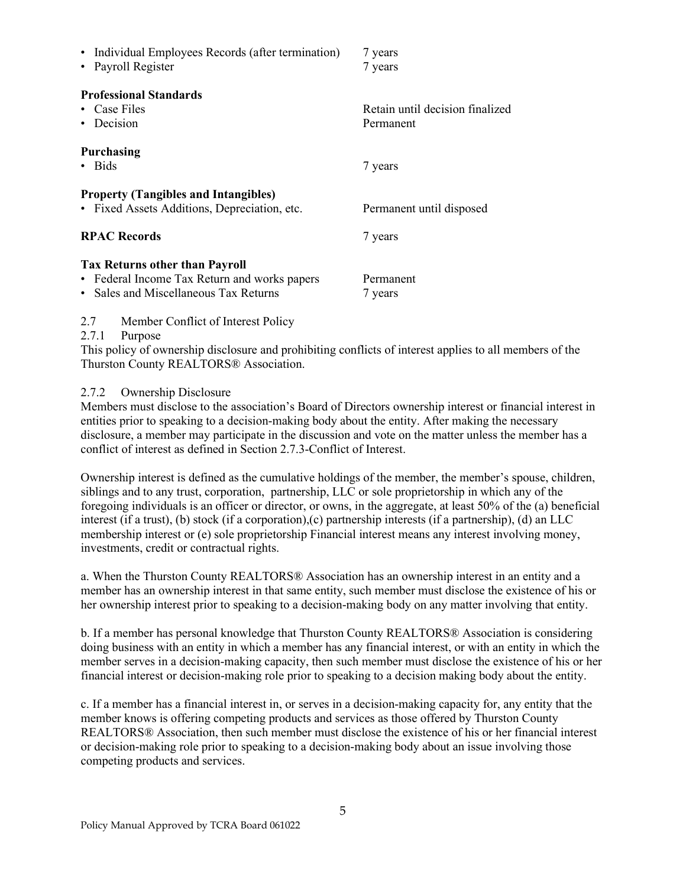- Individual Employees Records (after termination) 7 years
- Payroll Register 7 years

**Professional Standards**

- Case Files Retain until decision finalized
- Decision Permanent

**Purchasing**

- Bids 7 years

**Property (Tangibles and Intangibles)**

- Fixed Assets Additions, Depreciation, etc. Permanent until disposed

**RPAC Records** 7 years

**Tax Returns other than Payroll**

- Federal Income Tax Return and works papers Permanent
- Sales and Miscellaneous Tax Returns 7 years

2.7 Member Conflict of Interest Policy

2.7.1 Purpose

This policy of ownership disclosure and prohibiting conflicts of interest applies to all members of the Thurston County REALTORS® Association.

2.7.2 Ownership Disclosure

Members must disclose to the association's Board of Directors ownership interest or financial interest in entities prior to speaking to a decision-making body about the entity. After making the necessary disclosure, a member may participate in the discussion and vote on the matter unless the member has a conflict of interest as defined in Section 2.7.3-Conflict of Interest.

Ownership interest is defined as the cumulative holdings of the member, the member's spouse, children, siblings and to any trust, corporation, partnership, LLC or sole proprietorship in which any of the foregoing individuals is an officer or director, or owns, in the aggregate, at least 50% of the (a) beneficial interest (if a trust), (b) stock (if a corporation),(c) partnership interests (if a partnership), (d) an LLC membership interest or (e) sole proprietorship Financial interest means any interest involving money, investments, credit or contractual rights.

a. When the Thurston County REALTORS® Association has an ownership interest in an entity and a member has an ownership interest in that same entity, such member must disclose the existence of his or her ownership interest prior to speaking to a decision-making body on any matter involving that entity.

b. If a member has personal knowledge that Thurston County REALTORS® Association is considering doing business with an entity in which a member has any financial interest, or with an entity in which the member serves in a decision-making capacity, then such member must disclose the existence of his or her financial interest or decision-making role prior to speaking to a decision making body about the entity.

c. If a member has a financial interest in, or serves in a decision-making capacity for, any entity that the member knows is offering competing products and services as those offered by Thurston County REALTORS® Association, then such member must disclose the existence of his or her financial interest or decision-making role prior to speaking to a decision-making body about an issue involving those competing products and services.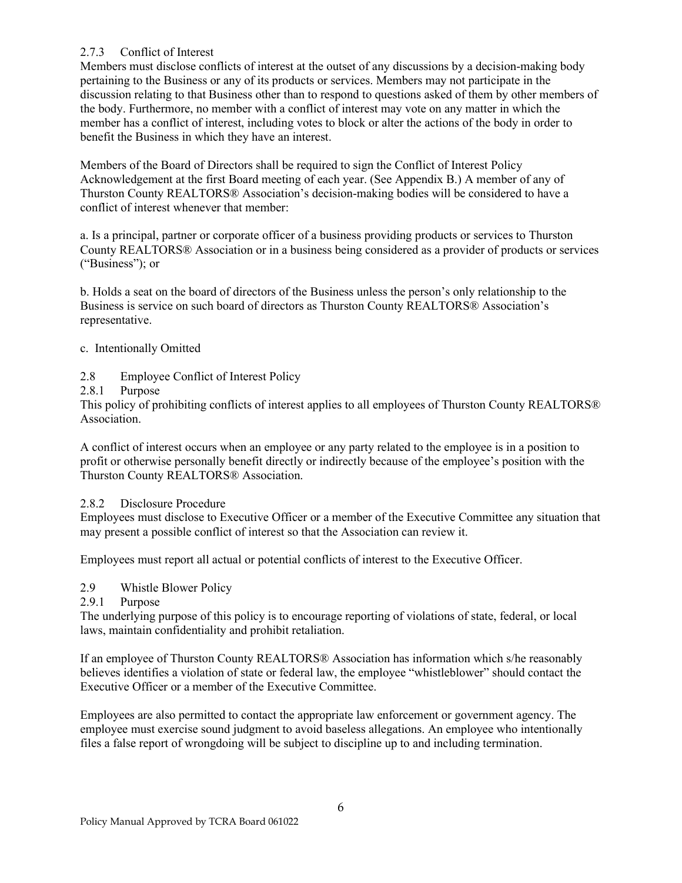### 2.7.3 Conflict of Interest

Members must disclose conflicts of interest at the outset of any discussions by a decision-making body pertaining to the Business or any of its products or services. Members may not participate in the discussion relating to that Business other than to respond to questions asked of them by other members of the body. Furthermore, no member with a conflict of interest may vote on any matter in which the member has a conflict of interest, including votes to block or alter the actions of the body in order to benefit the Business in which they have an interest.

Members of the Board of Directors shall be required to sign the Conflict of Interest Policy Acknowledgement at the first Board meeting of each year. (See Appendix B.) A member of any of Thurston County REALTORS® Association's decision-making bodies will be considered to have a conflict of interest whenever that member:

a. Is a principal, partner or corporate officer of a business providing products or services to Thurston County REALTORS® Association or in a business being considered as a provider of products or services ("Business"); or

b. Holds a seat on the board of directors of the Business unless the person's only relationship to the Business is service on such board of directors as Thurston County REALTORS® Association's representative.

c. Intentionally Omitted

## 2.8 Employee Conflict of Interest Policy

### 2.8.1 Purpose

This policy of prohibiting conflicts of interest applies to all employees of Thurston County REALTORS® Association.

A conflict of interest occurs when an employee or any party related to the employee is in a position to profit or otherwise personally benefit directly or indirectly because of the employee's position with the Thurston County REALTORS® Association.

### 2.8.2 Disclosure Procedure

Employees must disclose to Executive Officer or a member of the Executive Committee any situation that may present a possible conflict of interest so that the Association can review it.

Employees must report all actual or potential conflicts of interest to the Executive Officer.

## 2.9 Whistle Blower Policy

### 2.9.1 Purpose

The underlying purpose of this policy is to encourage reporting of violations of state, federal, or local laws, maintain confidentiality and prohibit retaliation.

If an employee of Thurston County REALTORS® Association has information which s/he reasonably believes identifies a violation of state or federal law, the employee "whistleblower" should contact the Executive Officer or a member of the Executive Committee.

Employees are also permitted to contact the appropriate law enforcement or government agency. The employee must exercise sound judgment to avoid baseless allegations. An employee who intentionally files a false report of wrongdoing will be subject to discipline up to and including termination.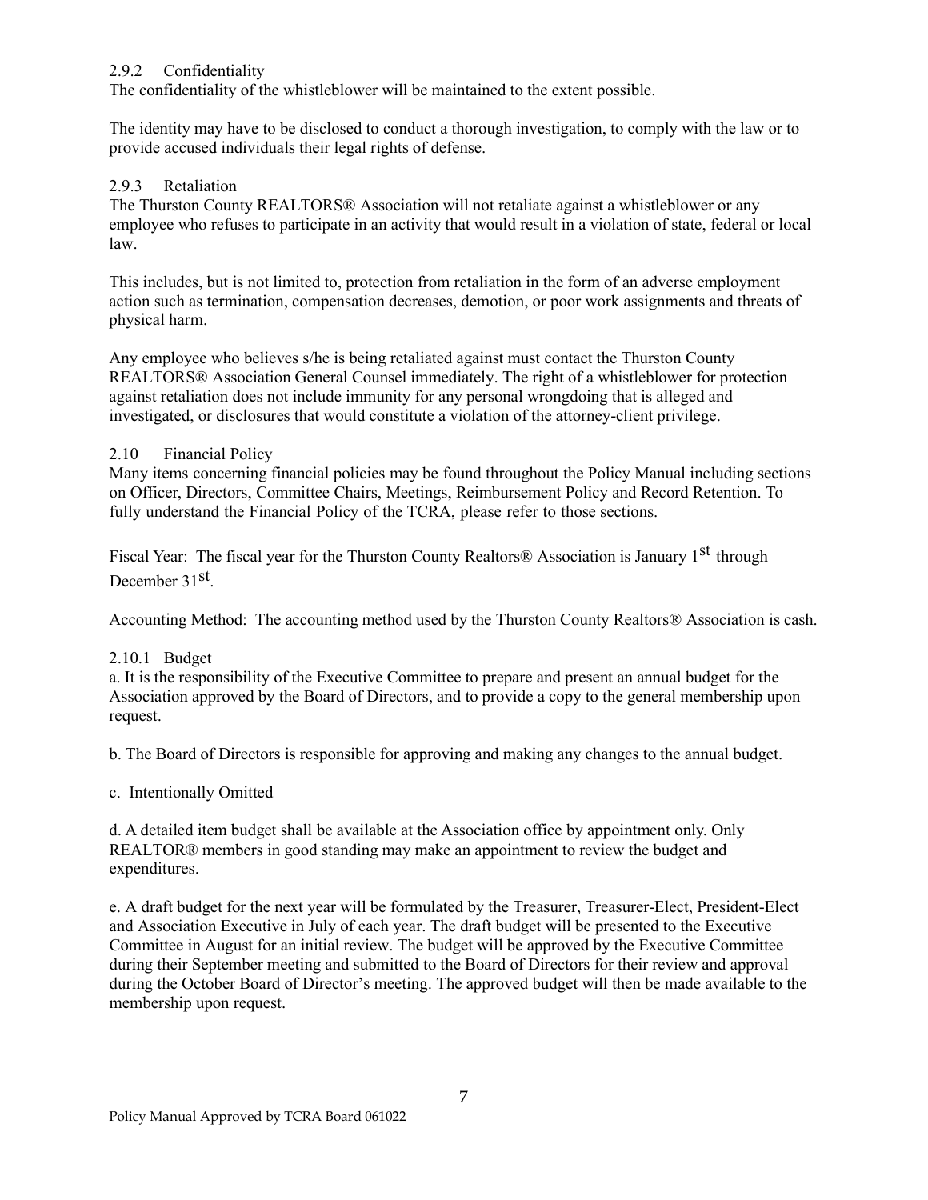### 2.9.2 Confidentiality

The confidentiality of the whistleblower will be maintained to the extent possible.

The identity may have to be disclosed to conduct a thorough investigation, to comply with the law or to provide accused individuals their legal rights of defense.

### 2.9.3 Retaliation

The Thurston County REALTORS® Association will not retaliate against a whistleblower or any employee who refuses to participate in an activity that would result in a violation of state, federal or local law.

This includes, but is not limited to, protection from retaliation in the form of an adverse employment action such as termination, compensation decreases, demotion, or poor work assignments and threats of physical harm.

Any employee who believes s/he is being retaliated against must contact the Thurston County REALTORS® Association General Counsel immediately. The right of a whistleblower for protection against retaliation does not include immunity for any personal wrongdoing that is alleged and investigated, or disclosures that would constitute a violation of the attorney-client privilege.

## 2.10 Financial Policy

Many items concerning financial policies may be found throughout the Policy Manual including sections on Officer, Directors, Committee Chairs, Meetings, Reimbursement Policy and Record Retention. To fully understand the Financial Policy of the TCRA, please refer to those sections.

Fiscal Year: The fiscal year for the Thurston County Realtors® Association is January 1st through December 31st.

Accounting Method: The accounting method used by the Thurston County Realtors® Association is cash.

### 2.10.1 Budget

a. It is the responsibility of the Executive Committee to prepare and present an annual budget for the Association approved by the Board of Directors, and to provide a copy to the general membership upon request.

b. The Board of Directors is responsible for approving and making any changes to the annual budget.

c. Intentionally Omitted

d. A detailed item budget shall be available at the Association office by appointment only. Only REALTOR® members in good standing may make an appointment to review the budget and expenditures.

e. A draft budget for the next year will be formulated by the Treasurer, Treasurer-Elect, President-Elect and Association Executive in July of each year. The draft budget will be presented to the Executive Committee in August for an initial review. The budget will be approved by the Executive Committee during their September meeting and submitted to the Board of Directors for their review and approval during the October Board of Director's meeting. The approved budget will then be made available to the membership upon request.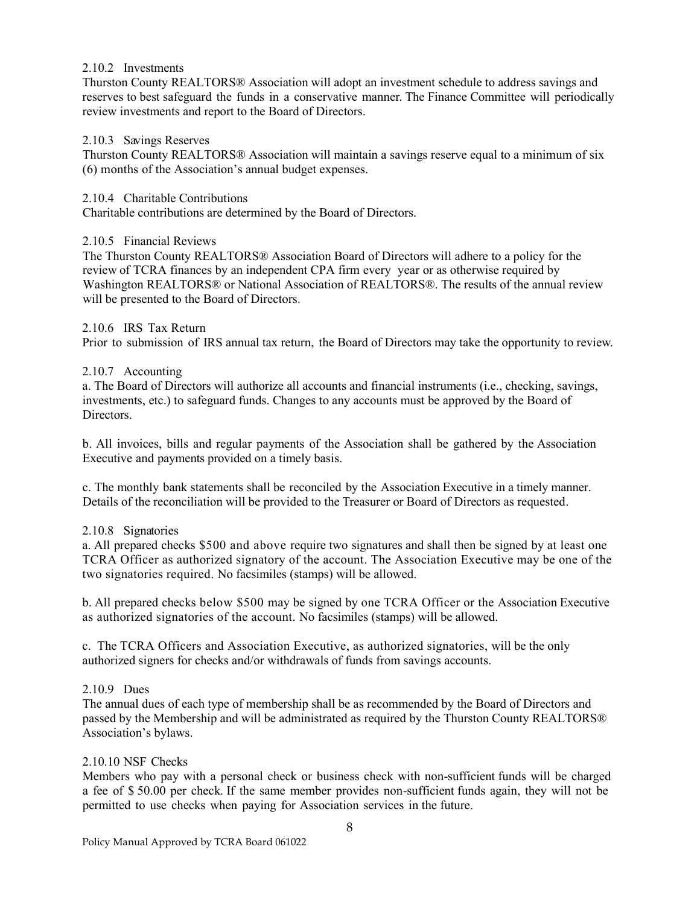#### 2.10.2 Investments

Thurston County REALTORS® Association will adopt an investment schedule to address savings and reserves to best safeguard the funds in a conservative manner. The Finance Committee will periodically review investments and report to the Board of Directors.

#### 2.10.3 Savings Reserves

Thurston County REALTORS® Association will maintain a savings reserve equal to a minimum of six (6) months of the Association's annual budget expenses.

#### 2.10.4 Charitable Contributions

Charitable contributions are determined by the Board of Directors.

#### 2.10.5 Financial Reviews

The Thurston County REALTORS® Association Board of Directors will adhere to a policy for the review of TCRA finances by an independent CPA firm every year or as otherwise required by Washington REALTORS® or National Association of REALTORS®. The results of the annual review will be presented to the Board of Directors.

#### 2.10.6 IRS Tax Return

Prior to submission of IRS annual tax return, the Board of Directors may take the opportunity to review.

#### 2.10.7 Accounting

a. The Board of Directors will authorize all accounts and financial instruments (i.e., checking, savings, investments, etc.) to safeguard funds. Changes to any accounts must be approved by the Board of Directors.

b. All invoices, bills and regular payments of the Association shall be gathered by the Association Executive and payments provided on a timely basis.

c. The monthly bank statements shall be reconciled by the Association Executive in a timely manner. Details of the reconciliation will be provided to the Treasurer or Board of Directors as requested.

#### 2.10.8 Signatories

a. All prepared checks $500 and above require two signatures and shall then be signed by at least one TCRA Officer as authorized signatory of the account. The Association Executive may be one of the two signatories required. No facsimiles (stamps) will be allowed.

b. All prepared checks below $500 may be signed by one TCRA Officer or the Association Executive as authorized signatories of the account. No facsimiles (stamps) will be allowed.

c. The TCRA Officers and Association Executive, as authorized signatories, will be the only authorized signers for checks and/or withdrawals of funds from savings accounts.

#### 2.10.9 Dues

The annual dues of each type of membership shall be as recommended by the Board of Directors and passed by the Membership and will be administrated as required by the Thurston County REALTORS® Association's bylaws.

#### 2.10.10 NSF Checks

Members who pay with a personal check or business check with non-sufficient funds will be charged a fee of $ 50.00 per check. If the same member provides non-sufficient funds again, they will not be permitted to use checks when paying for Association services in the future.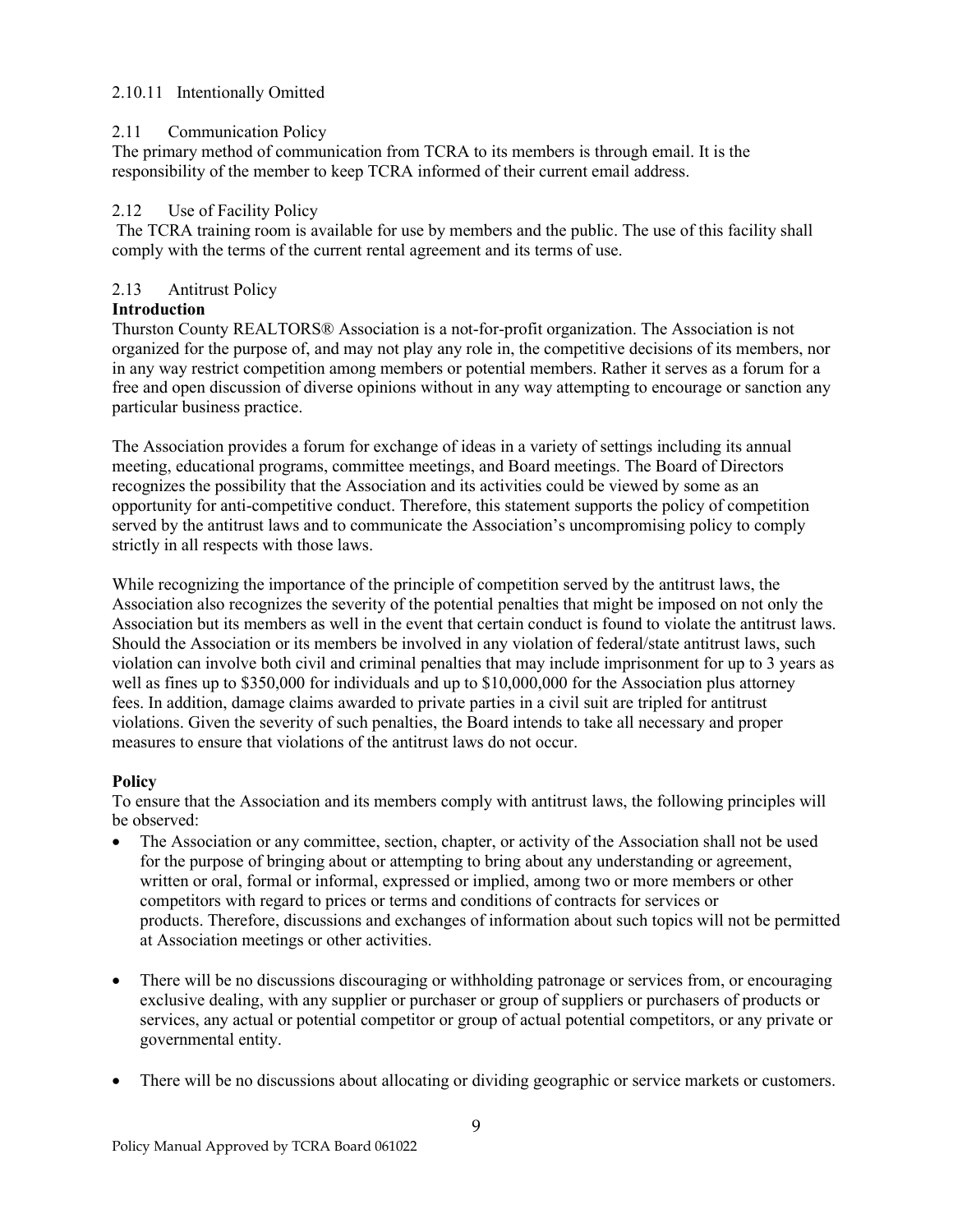2.10.11 Intentionally Omitted

## 2.11 Communication Policy

The primary method of communication from TCRA to its members is through email. It is the responsibility of the member to keep TCRA informed of their current email address.

## 2.12 Use of Facility Policy

The TCRA training room is available for use by members and the public. The use of this facility shall comply with the terms of the current rental agreement and its terms of use.

## 2.13 Antitrust Policy

**Introduction**

Thurston County REALTORS® Association is a not-for-profit organization. The Association is not organized for the purpose of, and may not play any role in, the competitive decisions of its members, nor in any way restrict competition among members or potential members. Rather it serves as a forum for a free and open discussion of diverse opinions without in any way attempting to encourage or sanction any particular business practice.

The Association provides a forum for exchange of ideas in a variety of settings including its annual meeting, educational programs, committee meetings, and Board meetings. The Board of Directors recognizes the possibility that the Association and its activities could be viewed by some as an opportunity for anti-competitive conduct. Therefore, this statement supports the policy of competition served by the antitrust laws and to communicate the Association's uncompromising policy to comply strictly in all respects with those laws.

While recognizing the importance of the principle of competition served by the antitrust laws, the Association also recognizes the severity of the potential penalties that might be imposed on not only the Association but its members as well in the event that certain conduct is found to violate the antitrust laws. Should the Association or its members be involved in any violation of federal/state antitrust laws, such violation can involve both civil and criminal penalties that may include imprisonment for up to 3 years as well as fines up to $350,000 for individuals and up to $10,000,000 for the Association plus attorney fees. In addition, damage claims awarded to private parties in a civil suit are tripled for antitrust violations. Given the severity of such penalties, the Board intends to take all necessary and proper measures to ensure that violations of the antitrust laws do not occur.

**Policy**

To ensure that the Association and its members comply with antitrust laws, the following principles will be observed:

- The Association or any committee, section, chapter, or activity of the Association shall not be used for the purpose of bringing about or attempting to bring about any understanding or agreement, written or oral, formal or informal, expressed or implied, among two or more members or other competitors with regard to prices or terms and conditions of contracts for services or products. Therefore, discussions and exchanges of information about such topics will not be permitted at Association meetings or other activities.

- There will be no discussions discouraging or withholding patronage or services from, or encouraging exclusive dealing, with any supplier or purchaser or group of suppliers or purchasers of products or services, any actual or potential competitor or group of actual potential competitors, or any private or governmental entity.

- There will be no discussions about allocating or dividing geographic or service markets or customers.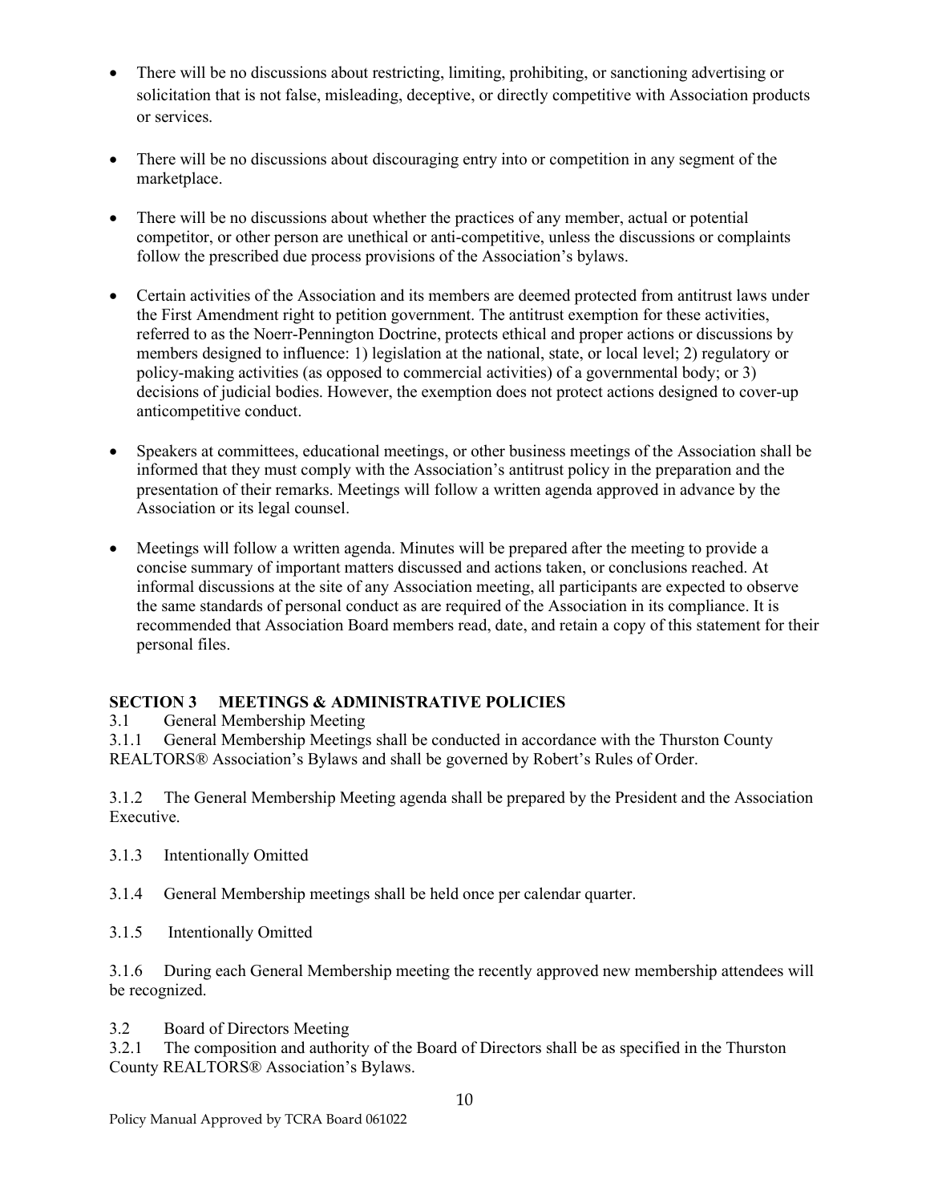- There will be no discussions about restricting, limiting, prohibiting, or sanctioning advertising or solicitation that is not false, misleading, deceptive, or directly competitive with Association products or services.
- There will be no discussions about discouraging entry into or competition in any segment of the marketplace.
- There will be no discussions about whether the practices of any member, actual or potential competitor, or other person are unethical or anti-competitive, unless the discussions or complaints follow the prescribed due process provisions of the Association's bylaws.
- Certain activities of the Association and its members are deemed protected from antitrust laws under the First Amendment right to petition government. The antitrust exemption for these activities, referred to as the Noerr-Pennington Doctrine, protects ethical and proper actions or discussions by members designed to influence: 1) legislation at the national, state, or local level; 2) regulatory or policy-making activities (as opposed to commercial activities) of a governmental body; or 3) decisions of judicial bodies. However, the exemption does not protect actions designed to cover-up anticompetitive conduct.
- Speakers at committees, educational meetings, or other business meetings of the Association shall be informed that they must comply with the Association's antitrust policy in the preparation and the presentation of their remarks. Meetings will follow a written agenda approved in advance by the Association or its legal counsel.
- Meetings will follow a written agenda. Minutes will be prepared after the meeting to provide a concise summary of important matters discussed and actions taken, or conclusions reached. At informal discussions at the site of any Association meeting, all participants are expected to observe the same standards of personal conduct as are required of the Association in its compliance. It is recommended that Association Board members read, date, and retain a copy of this statement for their personal files.

## SECTION 3 MEETINGS & ADMINISTRATIVE POLICIES

3.1 General Membership Meeting

3.1.1 General Membership Meetings shall be conducted in accordance with the Thurston County REALTORS® Association's Bylaws and shall be governed by Robert's Rules of Order.

3.1.2 The General Membership Meeting agenda shall be prepared by the President and the Association Executive.

3.1.3 Intentionally Omitted

3.1.4 General Membership meetings shall be held once per calendar quarter.

3.1.5 Intentionally Omitted

3.1.6 During each General Membership meeting the recently approved new membership attendees will be recognized.

3.2 Board of Directors Meeting

3.2.1 The composition and authority of the Board of Directors shall be as specified in the Thurston County REALTORS® Association's Bylaws.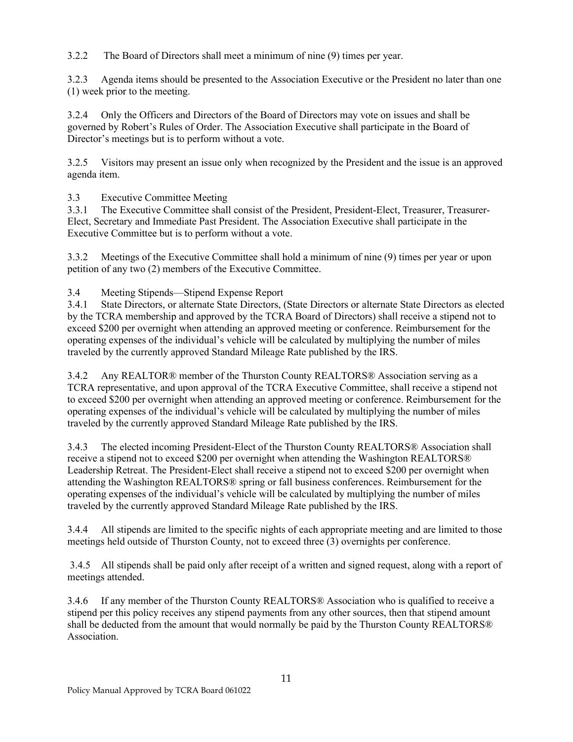3.2.2 The Board of Directors shall meet a minimum of nine (9) times per year.

3.2.3 Agenda items should be presented to the Association Executive or the President no later than one (1) week prior to the meeting.

3.2.4 Only the Officers and Directors of the Board of Directors may vote on issues and shall be governed by Robert's Rules of Order. The Association Executive shall participate in the Board of Director's meetings but is to perform without a vote.

3.2.5 Visitors may present an issue only when recognized by the President and the issue is an approved agenda item.

3.3 Executive Committee Meeting

3.3.1 The Executive Committee shall consist of the President, President-Elect, Treasurer, Treasurer-Elect, Secretary and Immediate Past President. The Association Executive shall participate in the Executive Committee but is to perform without a vote.

3.3.2 Meetings of the Executive Committee shall hold a minimum of nine (9) times per year or upon petition of any two (2) members of the Executive Committee.

3.4 Meeting Stipends—Stipend Expense Report

3.4.1 State Directors, or alternate State Directors, (State Directors or alternate State Directors as elected by the TCRA membership and approved by the TCRA Board of Directors) shall receive a stipend not to exceed $200 per overnight when attending an approved meeting or conference. Reimbursement for the operating expenses of the individual's vehicle will be calculated by multiplying the number of miles traveled by the currently approved Standard Mileage Rate published by the IRS.

3.4.2 Any REALTOR® member of the Thurston County REALTORS® Association serving as a TCRA representative, and upon approval of the TCRA Executive Committee, shall receive a stipend not to exceed $200 per overnight when attending an approved meeting or conference. Reimbursement for the operating expenses of the individual's vehicle will be calculated by multiplying the number of miles traveled by the currently approved Standard Mileage Rate published by the IRS.

3.4.3 The elected incoming President-Elect of the Thurston County REALTORS® Association shall receive a stipend not to exceed $200 per overnight when attending the Washington REALTORS® Leadership Retreat. The President-Elect shall receive a stipend not to exceed $200 per overnight when attending the Washington REALTORS® spring or fall business conferences. Reimbursement for the operating expenses of the individual's vehicle will be calculated by multiplying the number of miles traveled by the currently approved Standard Mileage Rate published by the IRS.

3.4.4 All stipends are limited to the specific nights of each appropriate meeting and are limited to those meetings held outside of Thurston County, not to exceed three (3) overnights per conference.

3.4.5 All stipends shall be paid only after receipt of a written and signed request, along with a report of meetings attended.

3.4.6 If any member of the Thurston County REALTORS® Association who is qualified to receive a stipend per this policy receives any stipend payments from any other sources, then that stipend amount shall be deducted from the amount that would normally be paid by the Thurston County REALTORS® Association.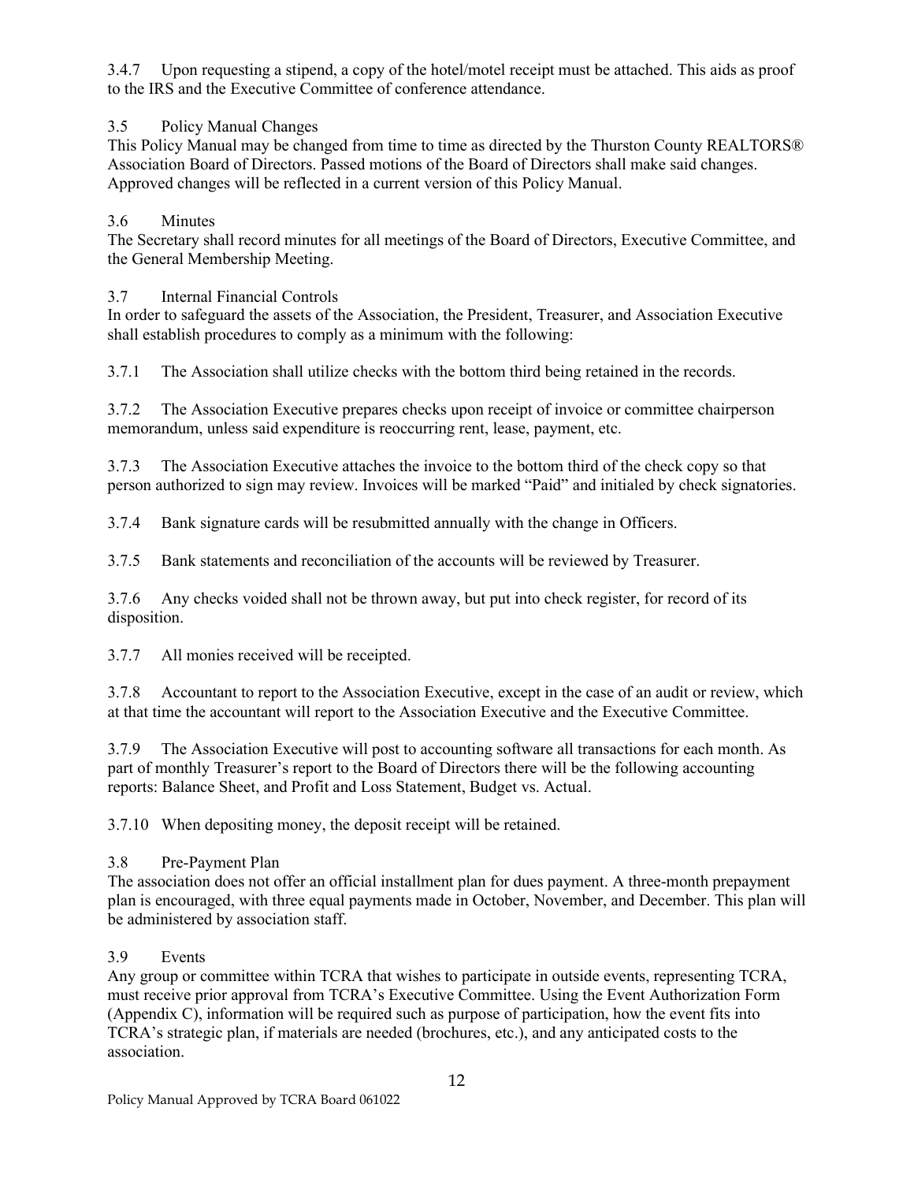3.4.7 Upon requesting a stipend, a copy of the hotel/motel receipt must be attached. This aids as proof to the IRS and the Executive Committee of conference attendance.

3.5 Policy Manual Changes

This Policy Manual may be changed from time to time as directed by the Thurston County REALTORS® Association Board of Directors. Passed motions of the Board of Directors shall make said changes. Approved changes will be reflected in a current version of this Policy Manual.

3.6 Minutes

The Secretary shall record minutes for all meetings of the Board of Directors, Executive Committee, and the General Membership Meeting.

3.7 Internal Financial Controls

In order to safeguard the assets of the Association, the President, Treasurer, and Association Executive shall establish procedures to comply as a minimum with the following:

3.7.1 The Association shall utilize checks with the bottom third being retained in the records.

3.7.2 The Association Executive prepares checks upon receipt of invoice or committee chairperson memorandum, unless said expenditure is reoccurring rent, lease, payment, etc.

3.7.3 The Association Executive attaches the invoice to the bottom third of the check copy so that person authorized to sign may review. Invoices will be marked "Paid" and initialed by check signatories.

3.7.4 Bank signature cards will be resubmitted annually with the change in Officers.

3.7.5 Bank statements and reconciliation of the accounts will be reviewed by Treasurer.

3.7.6 Any checks voided shall not be thrown away, but put into check register, for record of its disposition.

3.7.7 All monies received will be receipted.

3.7.8 Accountant to report to the Association Executive, except in the case of an audit or review, which at that time the accountant will report to the Association Executive and the Executive Committee.

3.7.9 The Association Executive will post to accounting software all transactions for each month. As part of monthly Treasurer's report to the Board of Directors there will be the following accounting reports: Balance Sheet, and Profit and Loss Statement, Budget vs. Actual.

3.7.10 When depositing money, the deposit receipt will be retained.

3.8 Pre-Payment Plan

The association does not offer an official installment plan for dues payment. A three-month prepayment plan is encouraged, with three equal payments made in October, November, and December. This plan will be administered by association staff.

3.9 Events

Any group or committee within TCRA that wishes to participate in outside events, representing TCRA, must receive prior approval from TCRA's Executive Committee. Using the Event Authorization Form (Appendix C), information will be required such as purpose of participation, how the event fits into TCRA's strategic plan, if materials are needed (brochures, etc.), and any anticipated costs to the association.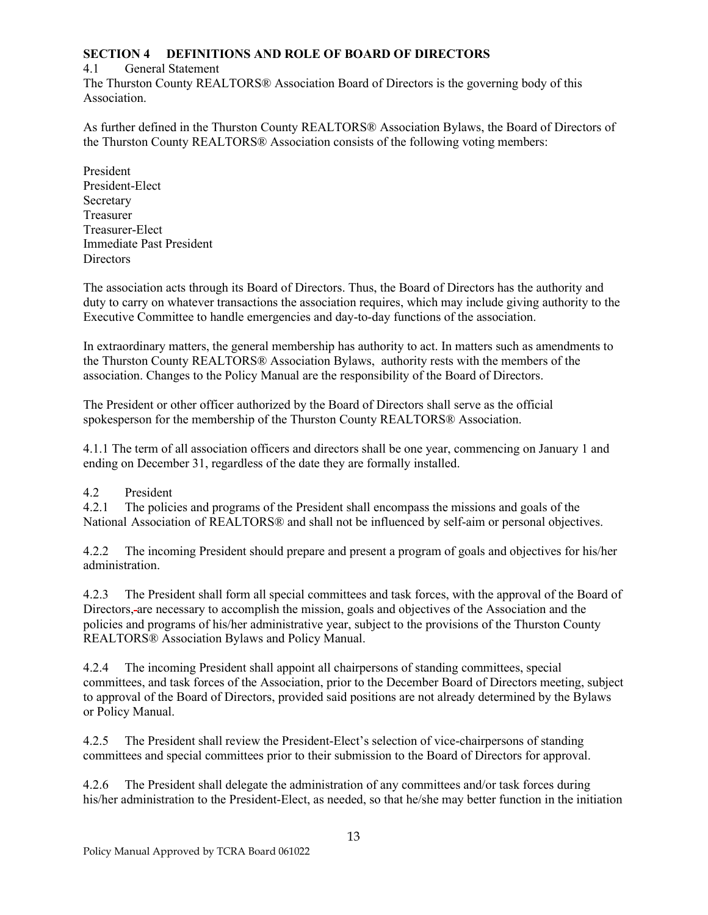## SECTION 4 DEFINITIONS AND ROLE OF BOARD OF DIRECTORS

4.1 General Statement

The Thurston County REALTORS® Association Board of Directors is the governing body of this Association.

As further defined in the Thurston County REALTORS® Association Bylaws, the Board of Directors of the Thurston County REALTORS® Association consists of the following voting members:

President
President-Elect
Secretary
Treasurer
Treasurer-Elect
Immediate Past President
Directors

The association acts through its Board of Directors. Thus, the Board of Directors has the authority and duty to carry on whatever transactions the association requires, which may include giving authority to the Executive Committee to handle emergencies and day-to-day functions of the association.

In extraordinary matters, the general membership has authority to act. In matters such as amendments to the Thurston County REALTORS® Association Bylaws, authority rests with the members of the association. Changes to the Policy Manual are the responsibility of the Board of Directors.

The President or other officer authorized by the Board of Directors shall serve as the official spokesperson for the membership of the Thurston County REALTORS® Association.

4.1.1 The term of all association officers and directors shall be one year, commencing on January 1 and ending on December 31, regardless of the date they are formally installed.

4.2 President

4.2.1 The policies and programs of the President shall encompass the missions and goals of the National Association of REALTORS® and shall not be influenced by self-aim or personal objectives.

4.2.2 The incoming President should prepare and present a program of goals and objectives for his/her administration.

4.2.3 The President shall form all special committees and task forces, with the approval of the Board of Directors, are necessary to accomplish the mission, goals and objectives of the Association and the policies and programs of his/her administrative year, subject to the provisions of the Thurston County REALTORS® Association Bylaws and Policy Manual.

4.2.4 The incoming President shall appoint all chairpersons of standing committees, special committees, and task forces of the Association, prior to the December Board of Directors meeting, subject to approval of the Board of Directors, provided said positions are not already determined by the Bylaws or Policy Manual.

4.2.5 The President shall review the President-Elect's selection of vice-chairpersons of standing committees and special committees prior to their submission to the Board of Directors for approval.

4.2.6 The President shall delegate the administration of any committees and/or task forces during his/her administration to the President-Elect, as needed, so that he/she may better function in the initiation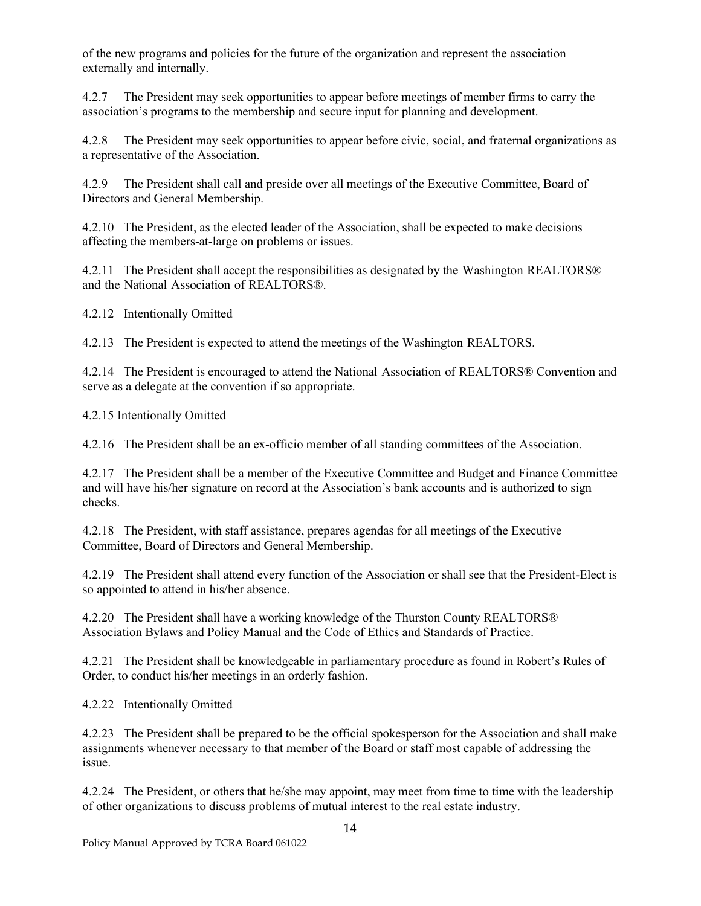of the new programs and policies for the future of the organization and represent the association externally and internally.

4.2.7 The President may seek opportunities to appear before meetings of member firms to carry the association's programs to the membership and secure input for planning and development.

4.2.8 The President may seek opportunities to appear before civic, social, and fraternal organizations as a representative of the Association.

4.2.9 The President shall call and preside over all meetings of the Executive Committee, Board of Directors and General Membership.

4.2.10 The President, as the elected leader of the Association, shall be expected to make decisions affecting the members-at-large on problems or issues.

4.2.11 The President shall accept the responsibilities as designated by the Washington REALTORS® and the National Association of REALTORS®.

4.2.12 Intentionally Omitted

4.2.13 The President is expected to attend the meetings of the Washington REALTORS.

4.2.14 The President is encouraged to attend the National Association of REALTORS® Convention and serve as a delegate at the convention if so appropriate.

4.2.15 Intentionally Omitted

4.2.16 The President shall be an ex-officio member of all standing committees of the Association.

4.2.17 The President shall be a member of the Executive Committee and Budget and Finance Committee and will have his/her signature on record at the Association's bank accounts and is authorized to sign checks.

4.2.18 The President, with staff assistance, prepares agendas for all meetings of the Executive Committee, Board of Directors and General Membership.

4.2.19 The President shall attend every function of the Association or shall see that the President-Elect is so appointed to attend in his/her absence.

4.2.20 The President shall have a working knowledge of the Thurston County REALTORS® Association Bylaws and Policy Manual and the Code of Ethics and Standards of Practice.

4.2.21 The President shall be knowledgeable in parliamentary procedure as found in Robert's Rules of Order, to conduct his/her meetings in an orderly fashion.

4.2.22 Intentionally Omitted

4.2.23 The President shall be prepared to be the official spokesperson for the Association and shall make assignments whenever necessary to that member of the Board or staff most capable of addressing the issue.

4.2.24 The President, or others that he/she may appoint, may meet from time to time with the leadership of other organizations to discuss problems of mutual interest to the real estate industry.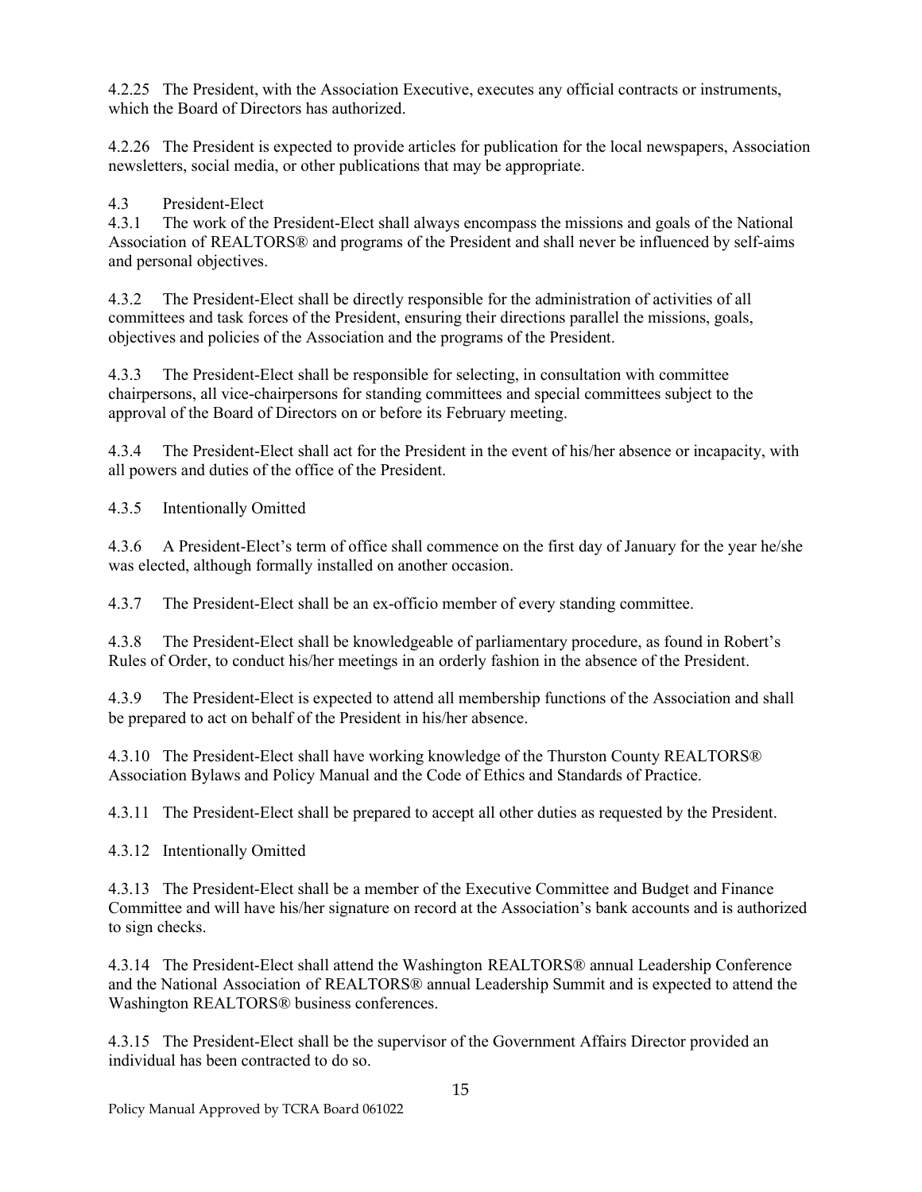4.2.25 The President, with the Association Executive, executes any official contracts or instruments, which the Board of Directors has authorized.

4.2.26 The President is expected to provide articles for publication for the local newspapers, Association newsletters, social media, or other publications that may be appropriate.

4.3 President-Elect

4.3.1 The work of the President-Elect shall always encompass the missions and goals of the National Association of REALTORS® and programs of the President and shall never be influenced by self-aims and personal objectives.

4.3.2 The President-Elect shall be directly responsible for the administration of activities of all committees and task forces of the President, ensuring their directions parallel the missions, goals, objectives and policies of the Association and the programs of the President.

4.3.3 The President-Elect shall be responsible for selecting, in consultation with committee chairpersons, all vice-chairpersons for standing committees and special committees subject to the approval of the Board of Directors on or before its February meeting.

4.3.4 The President-Elect shall act for the President in the event of his/her absence or incapacity, with all powers and duties of the office of the President.

4.3.5 Intentionally Omitted

4.3.6 A President-Elect's term of office shall commence on the first day of January for the year he/she was elected, although formally installed on another occasion.

4.3.7 The President-Elect shall be an ex-officio member of every standing committee.

4.3.8 The President-Elect shall be knowledgeable of parliamentary procedure, as found in Robert's Rules of Order, to conduct his/her meetings in an orderly fashion in the absence of the President.

4.3.9 The President-Elect is expected to attend all membership functions of the Association and shall be prepared to act on behalf of the President in his/her absence.

4.3.10 The President-Elect shall have working knowledge of the Thurston County REALTORS® Association Bylaws and Policy Manual and the Code of Ethics and Standards of Practice.

4.3.11 The President-Elect shall be prepared to accept all other duties as requested by the President.

4.3.12 Intentionally Omitted

4.3.13 The President-Elect shall be a member of the Executive Committee and Budget and Finance Committee and will have his/her signature on record at the Association's bank accounts and is authorized to sign checks.

4.3.14 The President-Elect shall attend the Washington REALTORS® annual Leadership Conference and the National Association of REALTORS® annual Leadership Summit and is expected to attend the Washington REALTORS® business conferences.

4.3.15 The President-Elect shall be the supervisor of the Government Affairs Director provided an individual has been contracted to do so.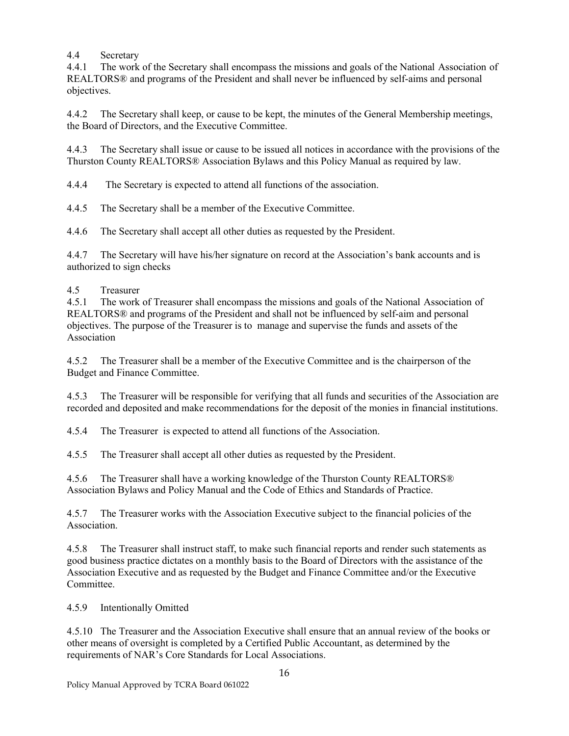4.4 Secretary

4.4.1 The work of the Secretary shall encompass the missions and goals of the National Association of REALTORS® and programs of the President and shall never be influenced by self-aims and personal objectives.

4.4.2 The Secretary shall keep, or cause to be kept, the minutes of the General Membership meetings, the Board of Directors, and the Executive Committee.

4.4.3 The Secretary shall issue or cause to be issued all notices in accordance with the provisions of the Thurston County REALTORS® Association Bylaws and this Policy Manual as required by law.

4.4.4 The Secretary is expected to attend all functions of the association.

4.4.5 The Secretary shall be a member of the Executive Committee.

4.4.6 The Secretary shall accept all other duties as requested by the President.

4.4.7 The Secretary will have his/her signature on record at the Association's bank accounts and is authorized to sign checks

4.5 Treasurer

4.5.1 The work of Treasurer shall encompass the missions and goals of the National Association of REALTORS® and programs of the President and shall not be influenced by self-aim and personal objectives. The purpose of the Treasurer is to manage and supervise the funds and assets of the Association

4.5.2 The Treasurer shall be a member of the Executive Committee and is the chairperson of the Budget and Finance Committee.

4.5.3 The Treasurer will be responsible for verifying that all funds and securities of the Association are recorded and deposited and make recommendations for the deposit of the monies in financial institutions.

4.5.4 The Treasurer is expected to attend all functions of the Association.

4.5.5 The Treasurer shall accept all other duties as requested by the President.

4.5.6 The Treasurer shall have a working knowledge of the Thurston County REALTORS® Association Bylaws and Policy Manual and the Code of Ethics and Standards of Practice.

4.5.7 The Treasurer works with the Association Executive subject to the financial policies of the Association.

4.5.8 The Treasurer shall instruct staff, to make such financial reports and render such statements as good business practice dictates on a monthly basis to the Board of Directors with the assistance of the Association Executive and as requested by the Budget and Finance Committee and/or the Executive Committee.

4.5.9 Intentionally Omitted

4.5.10 The Treasurer and the Association Executive shall ensure that an annual review of the books or other means of oversight is completed by a Certified Public Accountant, as determined by the requirements of NAR's Core Standards for Local Associations.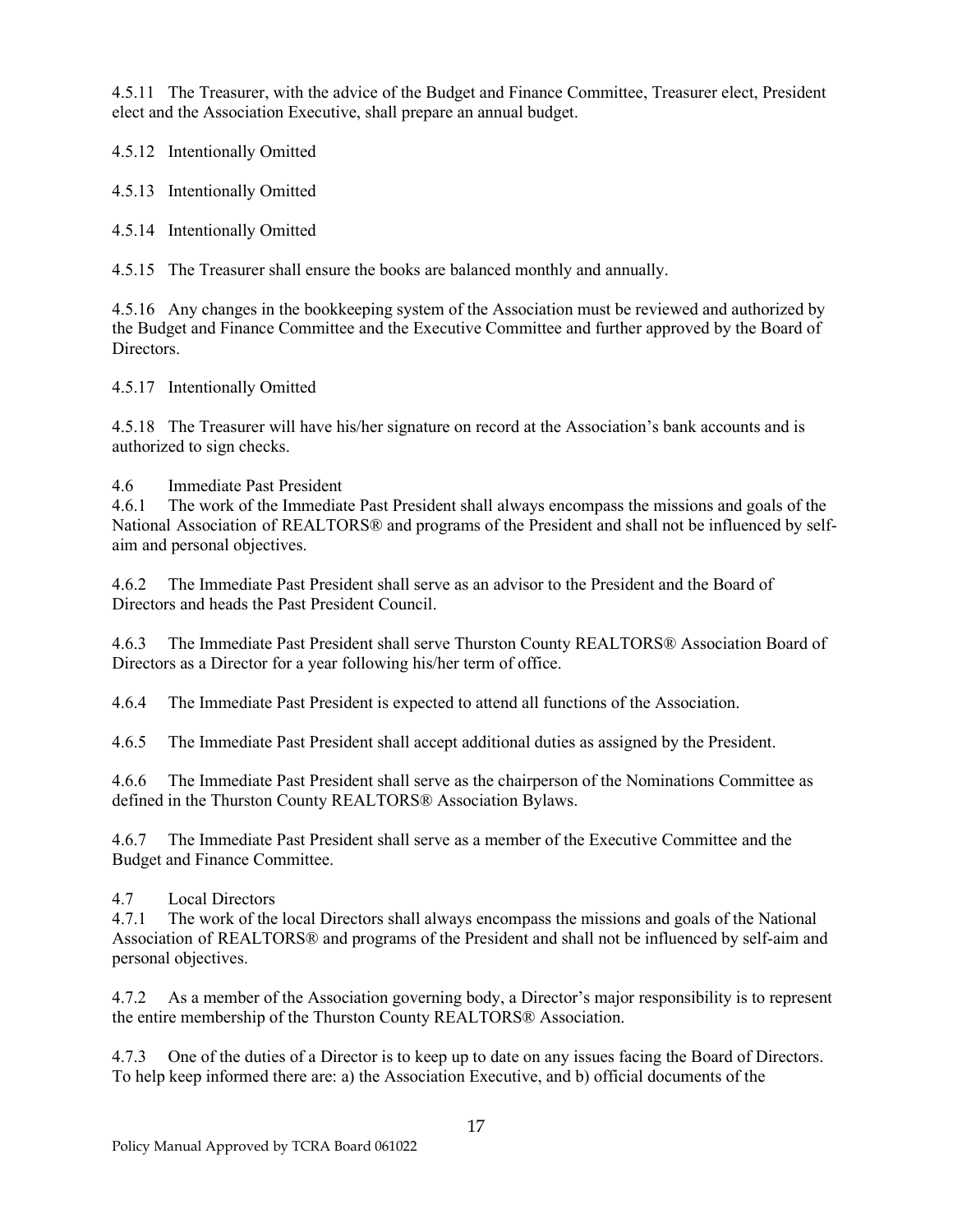4.5.11 The Treasurer, with the advice of the Budget and Finance Committee, Treasurer elect, President elect and the Association Executive, shall prepare an annual budget.

4.5.12 Intentionally Omitted

4.5.13 Intentionally Omitted

4.5.14 Intentionally Omitted

4.5.15 The Treasurer shall ensure the books are balanced monthly and annually.

4.5.16 Any changes in the bookkeeping system of the Association must be reviewed and authorized by the Budget and Finance Committee and the Executive Committee and further approved by the Board of Directors.

4.5.17 Intentionally Omitted

4.5.18 The Treasurer will have his/her signature on record at the Association's bank accounts and is authorized to sign checks.

4.6 Immediate Past President

4.6.1 The work of the Immediate Past President shall always encompass the missions and goals of the National Association of REALTORS® and programs of the President and shall not be influenced by self-aim and personal objectives.

4.6.2 The Immediate Past President shall serve as an advisor to the President and the Board of Directors and heads the Past President Council.

4.6.3 The Immediate Past President shall serve Thurston County REALTORS® Association Board of Directors as a Director for a year following his/her term of office.

4.6.4 The Immediate Past President is expected to attend all functions of the Association.

4.6.5 The Immediate Past President shall accept additional duties as assigned by the President.

4.6.6 The Immediate Past President shall serve as the chairperson of the Nominations Committee as defined in the Thurston County REALTORS® Association Bylaws.

4.6.7 The Immediate Past President shall serve as a member of the Executive Committee and the Budget and Finance Committee.

4.7 Local Directors

4.7.1 The work of the local Directors shall always encompass the missions and goals of the National Association of REALTORS® and programs of the President and shall not be influenced by self-aim and personal objectives.

4.7.2 As a member of the Association governing body, a Director's major responsibility is to represent the entire membership of the Thurston County REALTORS® Association.

4.7.3 One of the duties of a Director is to keep up to date on any issues facing the Board of Directors. To help keep informed there are: a) the Association Executive, and b) official documents of the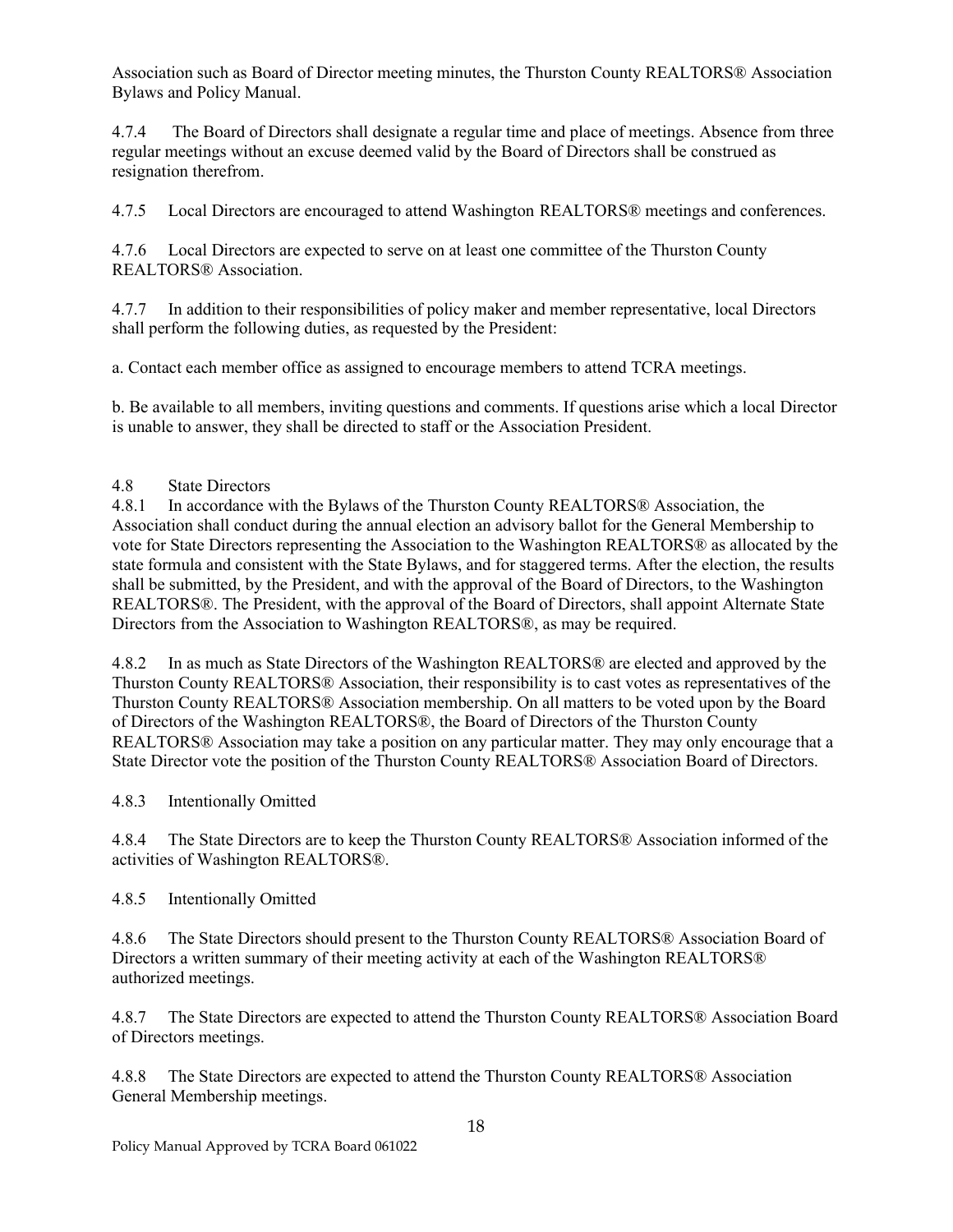Association such as Board of Director meeting minutes, the Thurston County REALTORS® Association Bylaws and Policy Manual.

4.7.4 The Board of Directors shall designate a regular time and place of meetings. Absence from three regular meetings without an excuse deemed valid by the Board of Directors shall be construed as resignation therefrom.

4.7.5 Local Directors are encouraged to attend Washington REALTORS® meetings and conferences.

4.7.6 Local Directors are expected to serve on at least one committee of the Thurston County REALTORS® Association.

4.7.7 In addition to their responsibilities of policy maker and member representative, local Directors shall perform the following duties, as requested by the President:

a. Contact each member office as assigned to encourage members to attend TCRA meetings.

b. Be available to all members, inviting questions and comments. If questions arise which a local Director is unable to answer, they shall be directed to staff or the Association President.

4.8 State Directors

4.8.1 In accordance with the Bylaws of the Thurston County REALTORS® Association, the Association shall conduct during the annual election an advisory ballot for the General Membership to vote for State Directors representing the Association to the Washington REALTORS® as allocated by the state formula and consistent with the State Bylaws, and for staggered terms. After the election, the results shall be submitted, by the President, and with the approval of the Board of Directors, to the Washington REALTORS®. The President, with the approval of the Board of Directors, shall appoint Alternate State Directors from the Association to Washington REALTORS®, as may be required.

4.8.2 In as much as State Directors of the Washington REALTORS® are elected and approved by the Thurston County REALTORS® Association, their responsibility is to cast votes as representatives of the Thurston County REALTORS® Association membership. On all matters to be voted upon by the Board of Directors of the Washington REALTORS®, the Board of Directors of the Thurston County REALTORS® Association may take a position on any particular matter. They may only encourage that a State Director vote the position of the Thurston County REALTORS® Association Board of Directors.

4.8.3 Intentionally Omitted

4.8.4 The State Directors are to keep the Thurston County REALTORS® Association informed of the activities of Washington REALTORS®.

4.8.5 Intentionally Omitted

4.8.6 The State Directors should present to the Thurston County REALTORS® Association Board of Directors a written summary of their meeting activity at each of the Washington REALTORS® authorized meetings.

4.8.7 The State Directors are expected to attend the Thurston County REALTORS® Association Board of Directors meetings.

4.8.8 The State Directors are expected to attend the Thurston County REALTORS® Association General Membership meetings.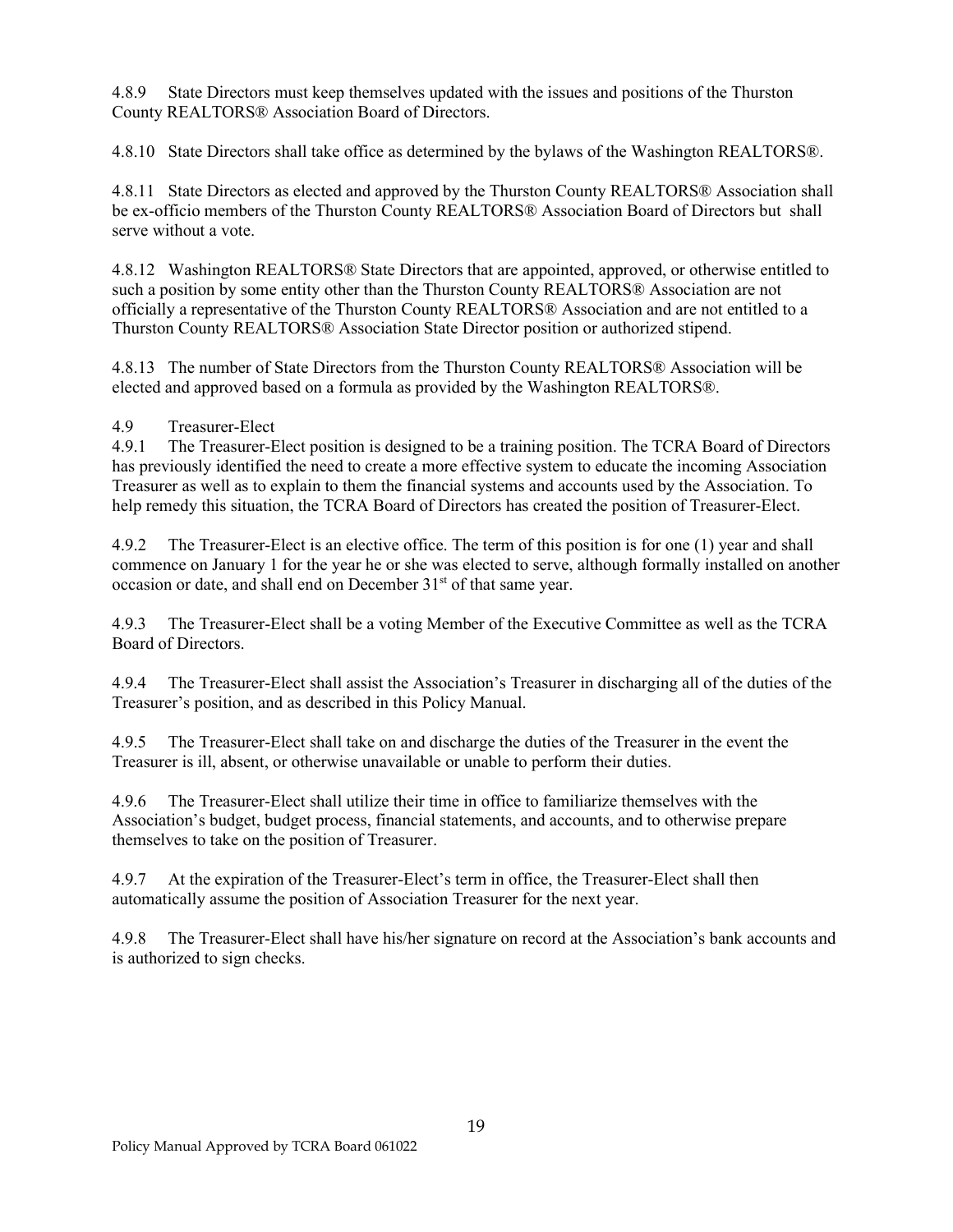4.8.9 State Directors must keep themselves updated with the issues and positions of the Thurston County REALTORS® Association Board of Directors.

4.8.10 State Directors shall take office as determined by the bylaws of the Washington REALTORS®.

4.8.11 State Directors as elected and approved by the Thurston County REALTORS® Association shall be ex-officio members of the Thurston County REALTORS® Association Board of Directors but shall serve without a vote.

4.8.12 Washington REALTORS® State Directors that are appointed, approved, or otherwise entitled to such a position by some entity other than the Thurston County REALTORS® Association are not officially a representative of the Thurston County REALTORS® Association and are not entitled to a Thurston County REALTORS® Association State Director position or authorized stipend.

4.8.13 The number of State Directors from the Thurston County REALTORS® Association will be elected and approved based on a formula as provided by the Washington REALTORS®.

4.9 Treasurer-Elect

4.9.1 The Treasurer-Elect position is designed to be a training position. The TCRA Board of Directors has previously identified the need to create a more effective system to educate the incoming Association Treasurer as well as to explain to them the financial systems and accounts used by the Association. To help remedy this situation, the TCRA Board of Directors has created the position of Treasurer-Elect.

4.9.2 The Treasurer-Elect is an elective office. The term of this position is for one (1) year and shall commence on January 1 for the year he or she was elected to serve, although formally installed on another occasion or date, and shall end on December 31st of that same year.

4.9.3 The Treasurer-Elect shall be a voting Member of the Executive Committee as well as the TCRA Board of Directors.

4.9.4 The Treasurer-Elect shall assist the Association's Treasurer in discharging all of the duties of the Treasurer's position, and as described in this Policy Manual.

4.9.5 The Treasurer-Elect shall take on and discharge the duties of the Treasurer in the event the Treasurer is ill, absent, or otherwise unavailable or unable to perform their duties.

4.9.6 The Treasurer-Elect shall utilize their time in office to familiarize themselves with the Association's budget, budget process, financial statements, and accounts, and to otherwise prepare themselves to take on the position of Treasurer.

4.9.7 At the expiration of the Treasurer-Elect's term in office, the Treasurer-Elect shall then automatically assume the position of Association Treasurer for the next year.

4.9.8 The Treasurer-Elect shall have his/her signature on record at the Association's bank accounts and is authorized to sign checks.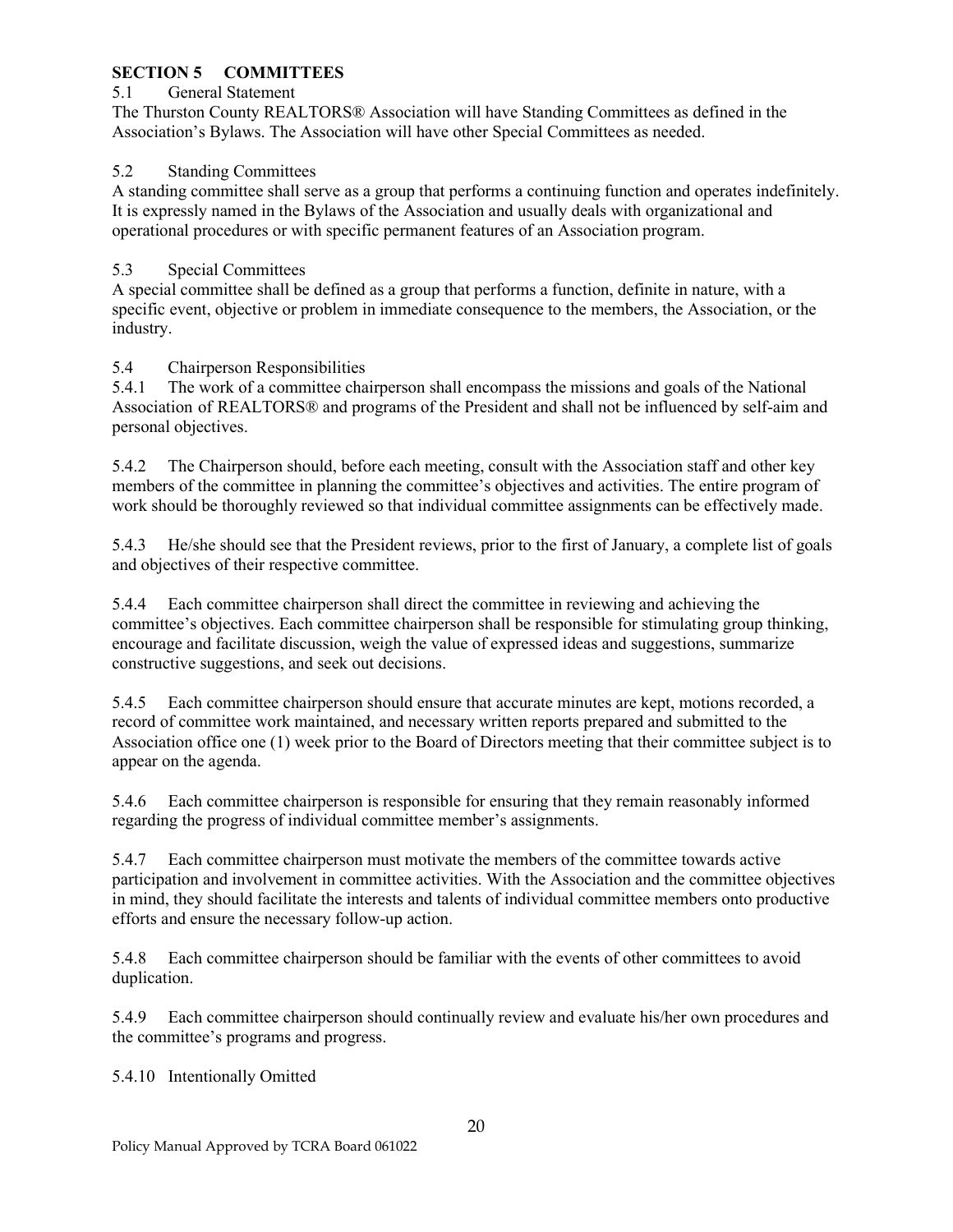## SECTION 5 COMMITTEES

5.1 General Statement

The Thurston County REALTORS® Association will have Standing Committees as defined in the Association's Bylaws. The Association will have other Special Committees as needed.

5.2 Standing Committees

A standing committee shall serve as a group that performs a continuing function and operates indefinitely. It is expressly named in the Bylaws of the Association and usually deals with organizational and operational procedures or with specific permanent features of an Association program.

5.3 Special Committees

A special committee shall be defined as a group that performs a function, definite in nature, with a specific event, objective or problem in immediate consequence to the members, the Association, or the industry.

5.4 Chairperson Responsibilities

5.4.1 The work of a committee chairperson shall encompass the missions and goals of the National Association of REALTORS® and programs of the President and shall not be influenced by self-aim and personal objectives.

5.4.2 The Chairperson should, before each meeting, consult with the Association staff and other key members of the committee in planning the committee's objectives and activities. The entire program of work should be thoroughly reviewed so that individual committee assignments can be effectively made.

5.4.3 He/she should see that the President reviews, prior to the first of January, a complete list of goals and objectives of their respective committee.

5.4.4 Each committee chairperson shall direct the committee in reviewing and achieving the committee's objectives. Each committee chairperson shall be responsible for stimulating group thinking, encourage and facilitate discussion, weigh the value of expressed ideas and suggestions, summarize constructive suggestions, and seek out decisions.

5.4.5 Each committee chairperson should ensure that accurate minutes are kept, motions recorded, a record of committee work maintained, and necessary written reports prepared and submitted to the Association office one (1) week prior to the Board of Directors meeting that their committee subject is to appear on the agenda.

5.4.6 Each committee chairperson is responsible for ensuring that they remain reasonably informed regarding the progress of individual committee member's assignments.

5.4.7 Each committee chairperson must motivate the members of the committee towards active participation and involvement in committee activities. With the Association and the committee objectives in mind, they should facilitate the interests and talents of individual committee members onto productive efforts and ensure the necessary follow-up action.

5.4.8 Each committee chairperson should be familiar with the events of other committees to avoid duplication.

5.4.9 Each committee chairperson should continually review and evaluate his/her own procedures and the committee's programs and progress.

5.4.10 Intentionally Omitted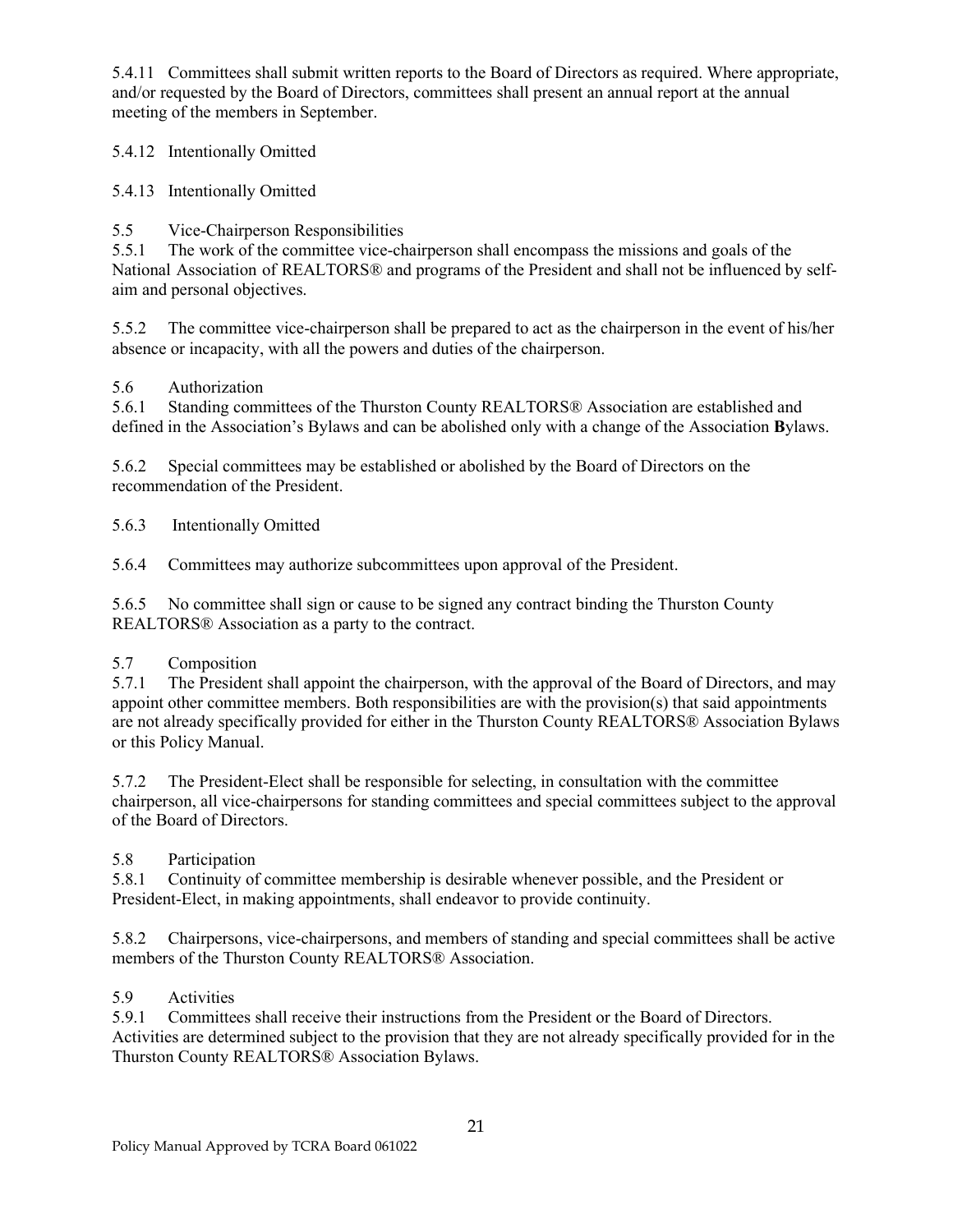5.4.11 Committees shall submit written reports to the Board of Directors as required. Where appropriate, and/or requested by the Board of Directors, committees shall present an annual report at the annual meeting of the members in September.

5.4.12 Intentionally Omitted

5.4.13 Intentionally Omitted

5.5 Vice-Chairperson Responsibilities

5.5.1 The work of the committee vice-chairperson shall encompass the missions and goals of the National Association of REALTORS® and programs of the President and shall not be influenced by self-aim and personal objectives.

5.5.2 The committee vice-chairperson shall be prepared to act as the chairperson in the event of his/her absence or incapacity, with all the powers and duties of the chairperson.

5.6 Authorization

5.6.1 Standing committees of the Thurston County REALTORS® Association are established and defined in the Association's Bylaws and can be abolished only with a change of the Association **B**ylaws.

5.6.2 Special committees may be established or abolished by the Board of Directors on the recommendation of the President.

5.6.3 Intentionally Omitted

5.6.4 Committees may authorize subcommittees upon approval of the President.

5.6.5 No committee shall sign or cause to be signed any contract binding the Thurston County REALTORS® Association as a party to the contract.

5.7 Composition

5.7.1 The President shall appoint the chairperson, with the approval of the Board of Directors, and may appoint other committee members. Both responsibilities are with the provision(s) that said appointments are not already specifically provided for either in the Thurston County REALTORS® Association Bylaws or this Policy Manual.

5.7.2 The President-Elect shall be responsible for selecting, in consultation with the committee chairperson, all vice-chairpersons for standing committees and special committees subject to the approval of the Board of Directors.

5.8 Participation

5.8.1 Continuity of committee membership is desirable whenever possible, and the President or President-Elect, in making appointments, shall endeavor to provide continuity.

5.8.2 Chairpersons, vice-chairpersons, and members of standing and special committees shall be active members of the Thurston County REALTORS® Association.

5.9 Activities

5.9.1 Committees shall receive their instructions from the President or the Board of Directors. Activities are determined subject to the provision that they are not already specifically provided for in the Thurston County REALTORS® Association Bylaws.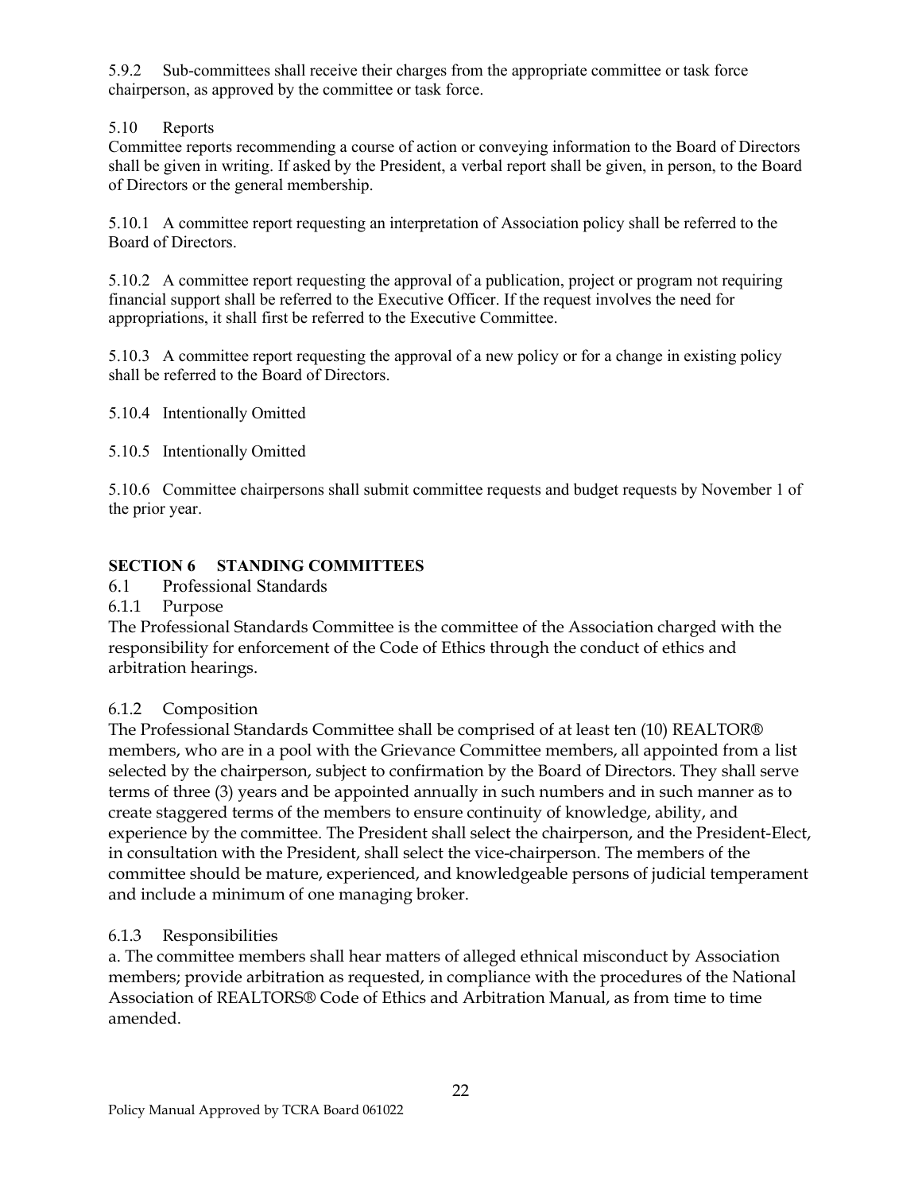5.9.2 Sub-committees shall receive their charges from the appropriate committee or task force chairperson, as approved by the committee or task force.

5.10 Reports

Committee reports recommending a course of action or conveying information to the Board of Directors shall be given in writing. If asked by the President, a verbal report shall be given, in person, to the Board of Directors or the general membership.

5.10.1 A committee report requesting an interpretation of Association policy shall be referred to the Board of Directors.

5.10.2 A committee report requesting the approval of a publication, project or program not requiring financial support shall be referred to the Executive Officer. If the request involves the need for appropriations, it shall first be referred to the Executive Committee.

5.10.3 A committee report requesting the approval of a new policy or for a change in existing policy shall be referred to the Board of Directors.

5.10.4 Intentionally Omitted

5.10.5 Intentionally Omitted

5.10.6 Committee chairpersons shall submit committee requests and budget requests by November 1 of the prior year.

## SECTION 6 STANDING COMMITTEES

### 6.1 Professional Standards

#### 6.1.1 Purpose

The Professional Standards Committee is the committee of the Association charged with the responsibility for enforcement of the Code of Ethics through the conduct of ethics and arbitration hearings.

#### 6.1.2 Composition

The Professional Standards Committee shall be comprised of at least ten (10) REALTOR® members, who are in a pool with the Grievance Committee members, all appointed from a list selected by the chairperson, subject to confirmation by the Board of Directors. They shall serve terms of three (3) years and be appointed annually in such numbers and in such manner as to create staggered terms of the members to ensure continuity of knowledge, ability, and experience by the committee. The President shall select the chairperson, and the President-Elect, in consultation with the President, shall select the vice-chairperson. The members of the committee should be mature, experienced, and knowledgeable persons of judicial temperament and include a minimum of one managing broker.

#### 6.1.3 Responsibilities

a. The committee members shall hear matters of alleged ethnical misconduct by Association members; provide arbitration as requested, in compliance with the procedures of the National Association of REALTORS® Code of Ethics and Arbitration Manual, as from time to time amended.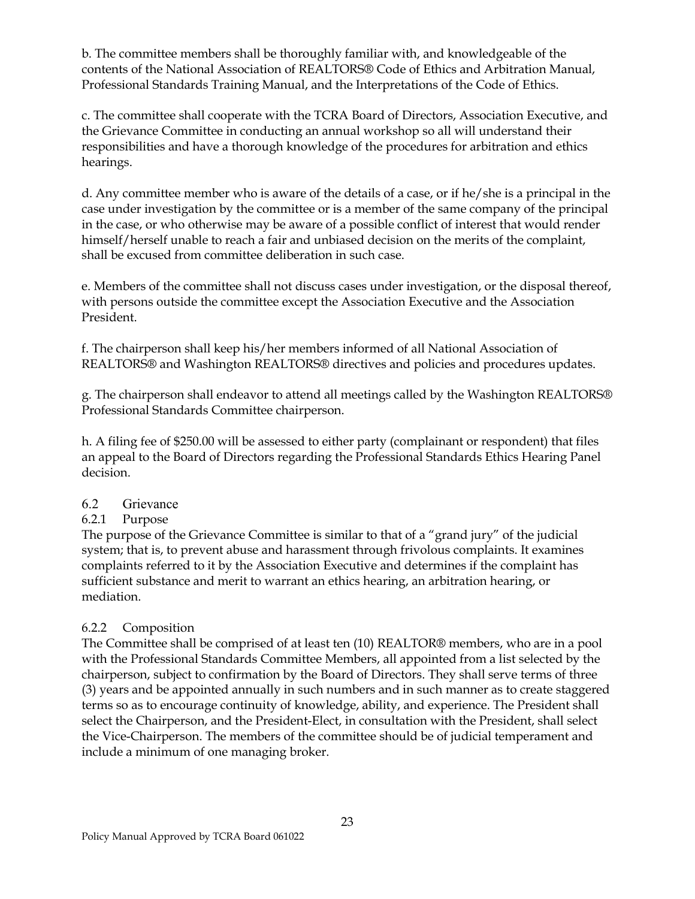b. The committee members shall be thoroughly familiar with, and knowledgeable of the contents of the National Association of REALTORS® Code of Ethics and Arbitration Manual, Professional Standards Training Manual, and the Interpretations of the Code of Ethics.

c. The committee shall cooperate with the TCRA Board of Directors, Association Executive, and the Grievance Committee in conducting an annual workshop so all will understand their responsibilities and have a thorough knowledge of the procedures for arbitration and ethics hearings.

d. Any committee member who is aware of the details of a case, or if he/she is a principal in the case under investigation by the committee or is a member of the same company of the principal in the case, or who otherwise may be aware of a possible conflict of interest that would render himself/herself unable to reach a fair and unbiased decision on the merits of the complaint, shall be excused from committee deliberation in such case.

e. Members of the committee shall not discuss cases under investigation, or the disposal thereof, with persons outside the committee except the Association Executive and the Association President.

f. The chairperson shall keep his/her members informed of all National Association of REALTORS® and Washington REALTORS® directives and policies and procedures updates.

g. The chairperson shall endeavor to attend all meetings called by the Washington REALTORS® Professional Standards Committee chairperson.

h. A filing fee of $250.00 will be assessed to either party (complainant or respondent) that files an appeal to the Board of Directors regarding the Professional Standards Ethics Hearing Panel decision.

## 6.2 Grievance

### 6.2.1 Purpose

The purpose of the Grievance Committee is similar to that of a "grand jury" of the judicial system; that is, to prevent abuse and harassment through frivolous complaints. It examines complaints referred to it by the Association Executive and determines if the complaint has sufficient substance and merit to warrant an ethics hearing, an arbitration hearing, or mediation.

### 6.2.2 Composition

The Committee shall be comprised of at least ten (10) REALTOR® members, who are in a pool with the Professional Standards Committee Members, all appointed from a list selected by the chairperson, subject to confirmation by the Board of Directors. They shall serve terms of three (3) years and be appointed annually in such numbers and in such manner as to create staggered terms so as to encourage continuity of knowledge, ability, and experience. The President shall select the Chairperson, and the President-Elect, in consultation with the President, shall select the Vice-Chairperson. The members of the committee should be of judicial temperament and include a minimum of one managing broker.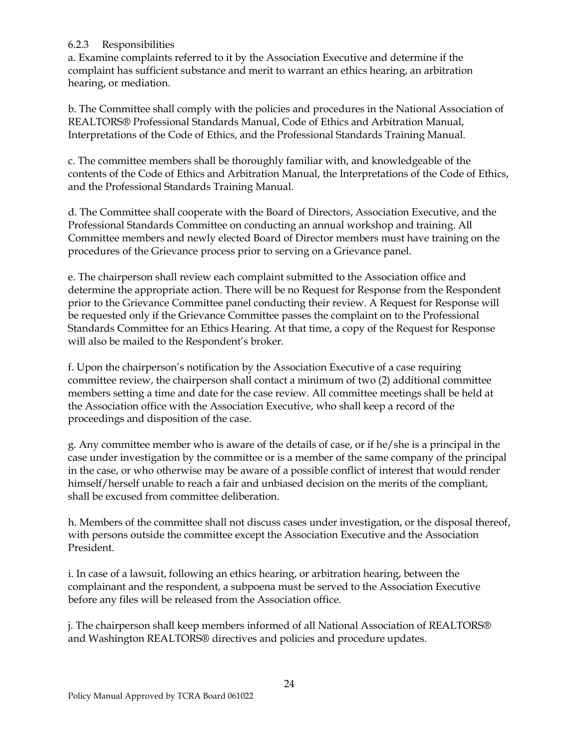### 6.2.3 Responsibilities

a. Examine complaints referred to it by the Association Executive and determine if the complaint has sufficient substance and merit to warrant an ethics hearing, an arbitration hearing, or mediation.

b. The Committee shall comply with the policies and procedures in the National Association of REALTORS® Professional Standards Manual, Code of Ethics and Arbitration Manual, Interpretations of the Code of Ethics, and the Professional Standards Training Manual.

c. The committee members shall be thoroughly familiar with, and knowledgeable of the contents of the Code of Ethics and Arbitration Manual, the Interpretations of the Code of Ethics, and the Professional Standards Training Manual.

d. The Committee shall cooperate with the Board of Directors, Association Executive, and the Professional Standards Committee on conducting an annual workshop and training. All Committee members and newly elected Board of Director members must have training on the procedures of the Grievance process prior to serving on a Grievance panel.

e. The chairperson shall review each complaint submitted to the Association office and determine the appropriate action. There will be no Request for Response from the Respondent prior to the Grievance Committee panel conducting their review. A Request for Response will be requested only if the Grievance Committee passes the complaint on to the Professional Standards Committee for an Ethics Hearing. At that time, a copy of the Request for Response will also be mailed to the Respondent's broker.

f. Upon the chairperson's notification by the Association Executive of a case requiring committee review, the chairperson shall contact a minimum of two (2) additional committee members setting a time and date for the case review. All committee meetings shall be held at the Association office with the Association Executive, who shall keep a record of the proceedings and disposition of the case.

g. Any committee member who is aware of the details of case, or if he/she is a principal in the case under investigation by the committee or is a member of the same company of the principal in the case, or who otherwise may be aware of a possible conflict of interest that would render himself/herself unable to reach a fair and unbiased decision on the merits of the compliant, shall be excused from committee deliberation.

h. Members of the committee shall not discuss cases under investigation, or the disposal thereof, with persons outside the committee except the Association Executive and the Association President.

i. In case of a lawsuit, following an ethics hearing, or arbitration hearing, between the complainant and the respondent, a subpoena must be served to the Association Executive before any files will be released from the Association office.

j. The chairperson shall keep members informed of all National Association of REALTORS® and Washington REALTORS® directives and policies and procedure updates.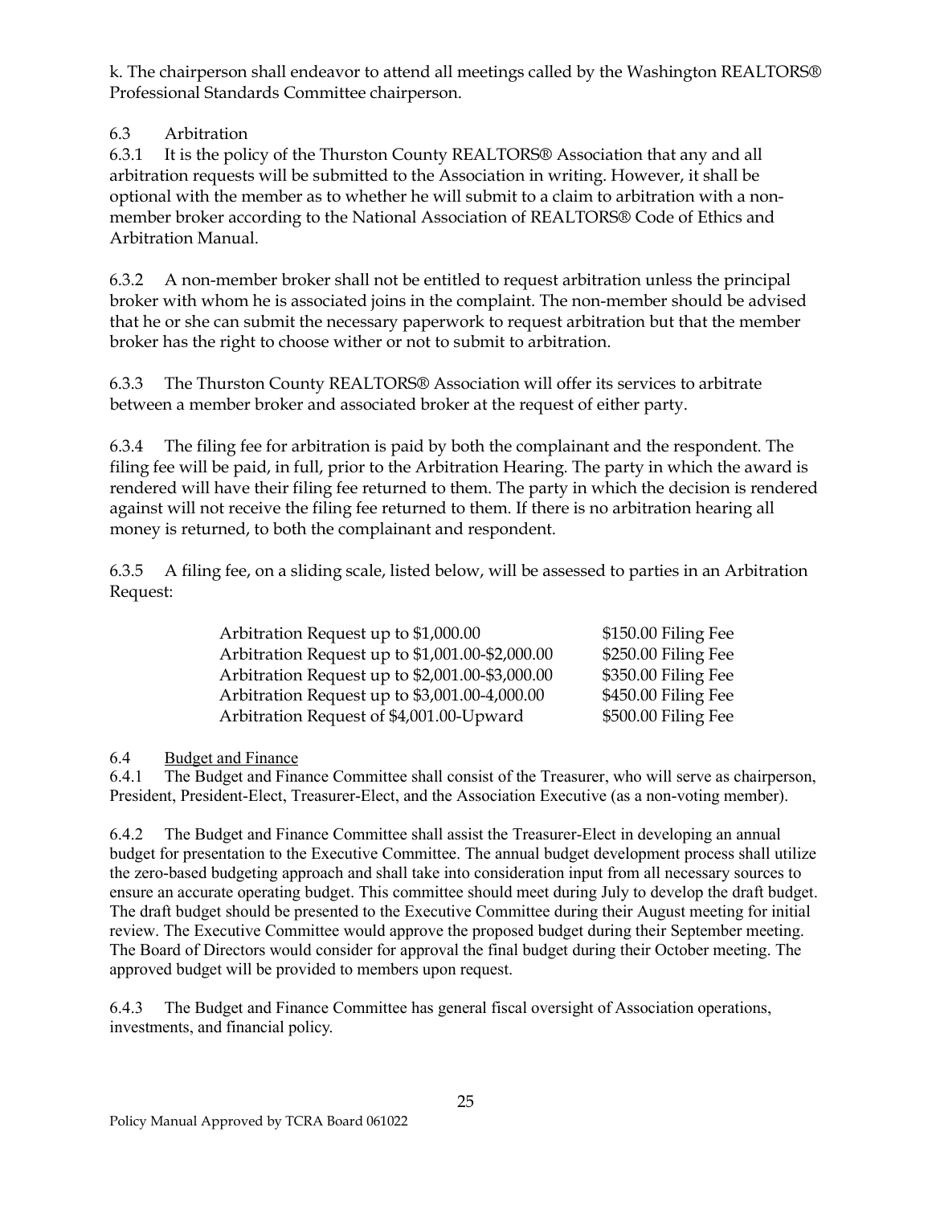k. The chairperson shall endeavor to attend all meetings called by the Washington REALTORS® Professional Standards Committee chairperson.

### 6.3 Arbitration

6.3.1 It is the policy of the Thurston County REALTORS® Association that any and all arbitration requests will be submitted to the Association in writing. However, it shall be optional with the member as to whether he will submit to a claim to arbitration with a non-member broker according to the National Association of REALTORS® Code of Ethics and Arbitration Manual.

6.3.2 A non-member broker shall not be entitled to request arbitration unless the principal broker with whom he is associated joins in the complaint. The non-member should be advised that he or she can submit the necessary paperwork to request arbitration but that the member broker has the right to choose wither or not to submit to arbitration.

6.3.3 The Thurston County REALTORS® Association will offer its services to arbitrate between a member broker and associated broker at the request of either party.

6.3.4 The filing fee for arbitration is paid by both the complainant and the respondent. The filing fee will be paid, in full, prior to the Arbitration Hearing. The party in which the award is rendered will have their filing fee returned to them. The party in which the decision is rendered against will not receive the filing fee returned to them. If there is no arbitration hearing all money is returned, to both the complainant and respondent.

6.3.5 A filing fee, on a sliding scale, listed below, will be assessed to parties in an Arbitration Request:

| | |
|---|---|
| Arbitration Request up to $1,000.00 | $150.00 Filing Fee |
| Arbitration Request up to $1,001.00-$2,000.00 | $250.00 Filing Fee |
| Arbitration Request up to $2,001.00-$3,000.00 | $350.00 Filing Fee |
| Arbitration Request up to $3,001.00-4,000.00 | $450.00 Filing Fee |
| Arbitration Request of $4,001.00-Upward | $500.00 Filing Fee |

### 6.4 Budget and Finance

6.4.1 The Budget and Finance Committee shall consist of the Treasurer, who will serve as chairperson, President, President-Elect, Treasurer-Elect, and the Association Executive (as a non-voting member).

6.4.2 The Budget and Finance Committee shall assist the Treasurer-Elect in developing an annual budget for presentation to the Executive Committee. The annual budget development process shall utilize the zero-based budgeting approach and shall take into consideration input from all necessary sources to ensure an accurate operating budget. This committee should meet during July to develop the draft budget. The draft budget should be presented to the Executive Committee during their August meeting for initial review. The Executive Committee would approve the proposed budget during their September meeting. The Board of Directors would consider for approval the final budget during their October meeting. The approved budget will be provided to members upon request.

6.4.3 The Budget and Finance Committee has general fiscal oversight of Association operations, investments, and financial policy.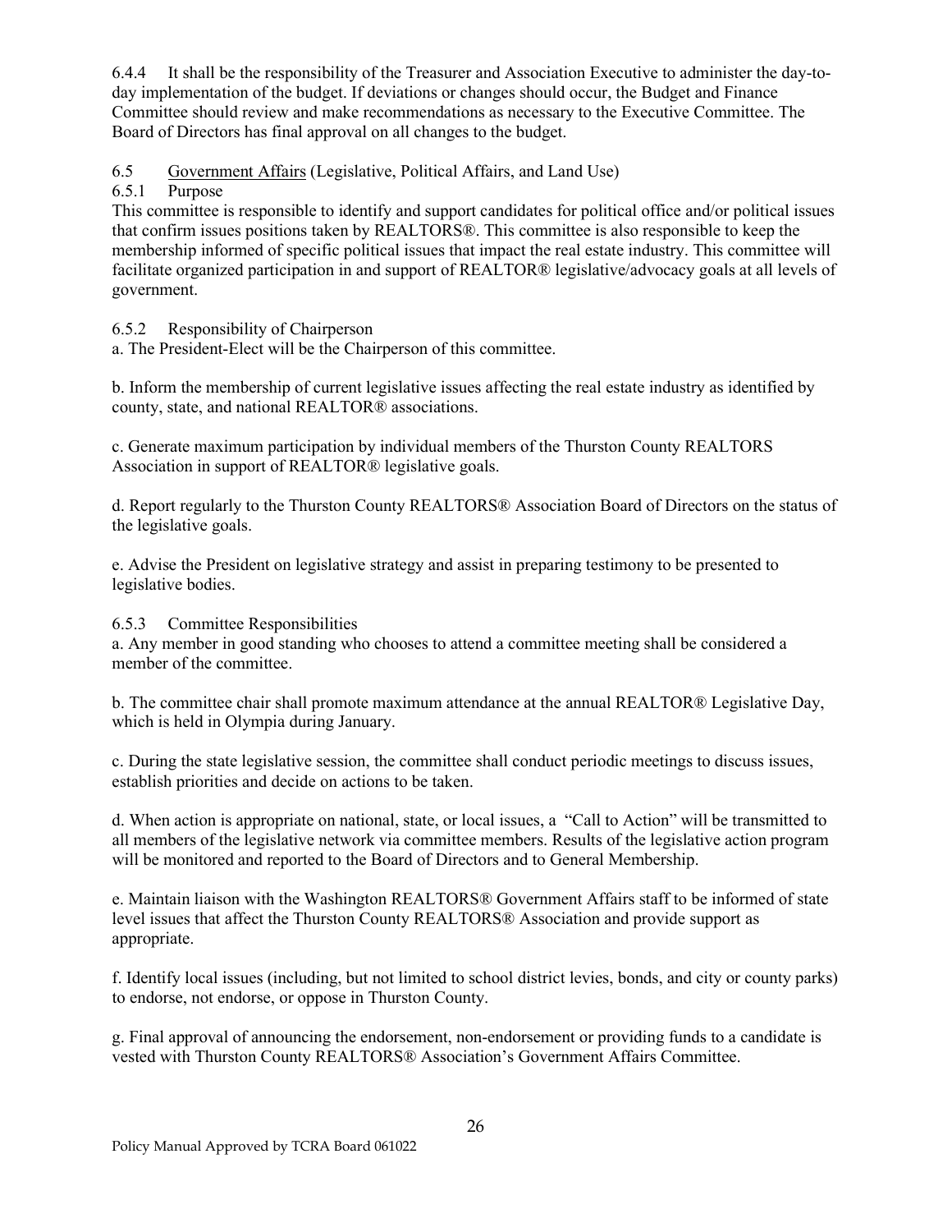6.4.4 It shall be the responsibility of the Treasurer and Association Executive to administer the day-to-day implementation of the budget. If deviations or changes should occur, the Budget and Finance Committee should review and make recommendations as necessary to the Executive Committee. The Board of Directors has final approval on all changes to the budget.

6.5 Government Affairs (Legislative, Political Affairs, and Land Use)

6.5.1 Purpose

This committee is responsible to identify and support candidates for political office and/or political issues that confirm issues positions taken by REALTORS®. This committee is also responsible to keep the membership informed of specific political issues that impact the real estate industry. This committee will facilitate organized participation in and support of REALTOR® legislative/advocacy goals at all levels of government.

6.5.2 Responsibility of Chairperson

a. The President-Elect will be the Chairperson of this committee.

b. Inform the membership of current legislative issues affecting the real estate industry as identified by county, state, and national REALTOR® associations.

c. Generate maximum participation by individual members of the Thurston County REALTORS Association in support of REALTOR® legislative goals.

d. Report regularly to the Thurston County REALTORS® Association Board of Directors on the status of the legislative goals.

e. Advise the President on legislative strategy and assist in preparing testimony to be presented to legislative bodies.

6.5.3 Committee Responsibilities

a. Any member in good standing who chooses to attend a committee meeting shall be considered a member of the committee.

b. The committee chair shall promote maximum attendance at the annual REALTOR® Legislative Day, which is held in Olympia during January.

c. During the state legislative session, the committee shall conduct periodic meetings to discuss issues, establish priorities and decide on actions to be taken.

d. When action is appropriate on national, state, or local issues, a "Call to Action" will be transmitted to all members of the legislative network via committee members. Results of the legislative action program will be monitored and reported to the Board of Directors and to General Membership.

e. Maintain liaison with the Washington REALTORS® Government Affairs staff to be informed of state level issues that affect the Thurston County REALTORS® Association and provide support as appropriate.

f. Identify local issues (including, but not limited to school district levies, bonds, and city or county parks) to endorse, not endorse, or oppose in Thurston County.

g. Final approval of announcing the endorsement, non-endorsement or providing funds to a candidate is vested with Thurston County REALTORS® Association's Government Affairs Committee.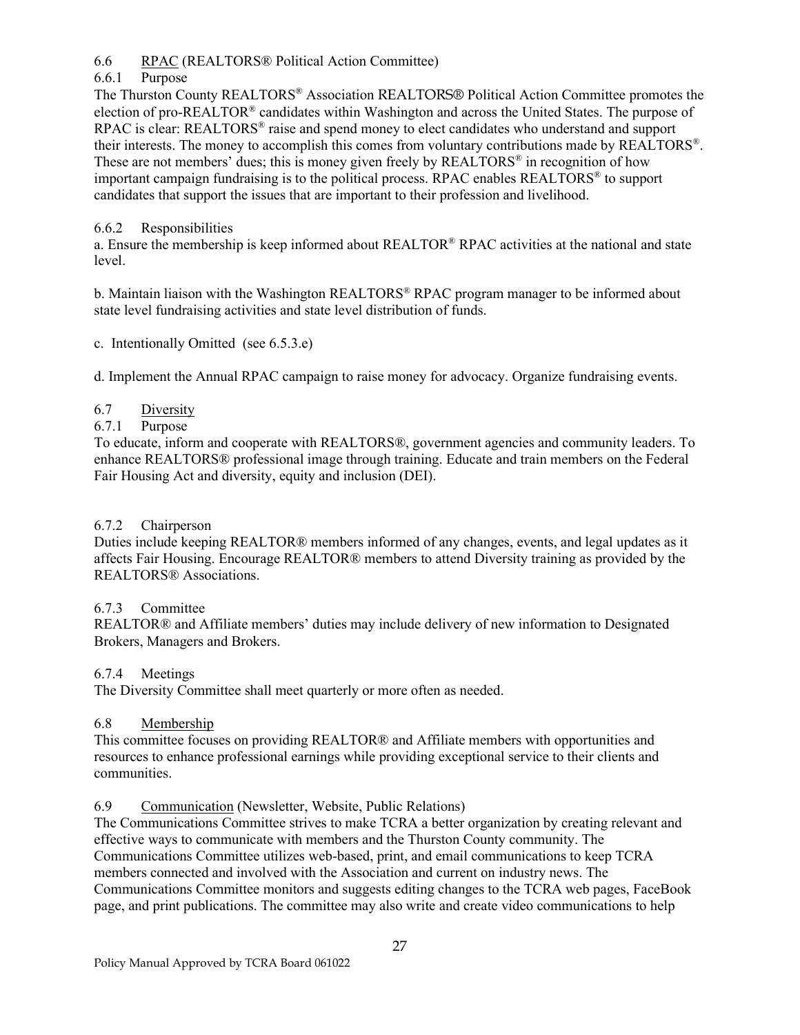### 6.6 RPAC (REALTORS® Political Action Committee)

#### 6.6.1 Purpose

The Thurston County REALTORS® Association REALTORS® Political Action Committee promotes the election of pro-REALTOR® candidates within Washington and across the United States. The purpose of RPAC is clear: REALTORS® raise and spend money to elect candidates who understand and support their interests. The money to accomplish this comes from voluntary contributions made by REALTORS®. These are not members' dues; this is money given freely by REALTORS® in recognition of how important campaign fundraising is to the political process. RPAC enables REALTORS® to support candidates that support the issues that are important to their profession and livelihood.

#### 6.6.2 Responsibilities

a. Ensure the membership is keep informed about REALTOR® RPAC activities at the national and state level.

b. Maintain liaison with the Washington REALTORS® RPAC program manager to be informed about state level fundraising activities and state level distribution of funds.

c. Intentionally Omitted (see 6.5.3.e)

d. Implement the Annual RPAC campaign to raise money for advocacy. Organize fundraising events.

### 6.7 Diversity

#### 6.7.1 Purpose

To educate, inform and cooperate with REALTORS®, government agencies and community leaders. To enhance REALTORS® professional image through training. Educate and train members on the Federal Fair Housing Act and diversity, equity and inclusion (DEI).

#### 6.7.2 Chairperson

Duties include keeping REALTOR® members informed of any changes, events, and legal updates as it affects Fair Housing. Encourage REALTOR® members to attend Diversity training as provided by the REALTORS® Associations.

#### 6.7.3 Committee

REALTOR® and Affiliate members' duties may include delivery of new information to Designated Brokers, Managers and Brokers.

#### 6.7.4 Meetings

The Diversity Committee shall meet quarterly or more often as needed.

### 6.8 Membership

This committee focuses on providing REALTOR® and Affiliate members with opportunities and resources to enhance professional earnings while providing exceptional service to their clients and communities.

### 6.9 Communication (Newsletter, Website, Public Relations)

The Communications Committee strives to make TCRA a better organization by creating relevant and effective ways to communicate with members and the Thurston County community. The Communications Committee utilizes web-based, print, and email communications to keep TCRA members connected and involved with the Association and current on industry news. The Communications Committee monitors and suggests editing changes to the TCRA web pages, FaceBook page, and print publications. The committee may also write and create video communications to help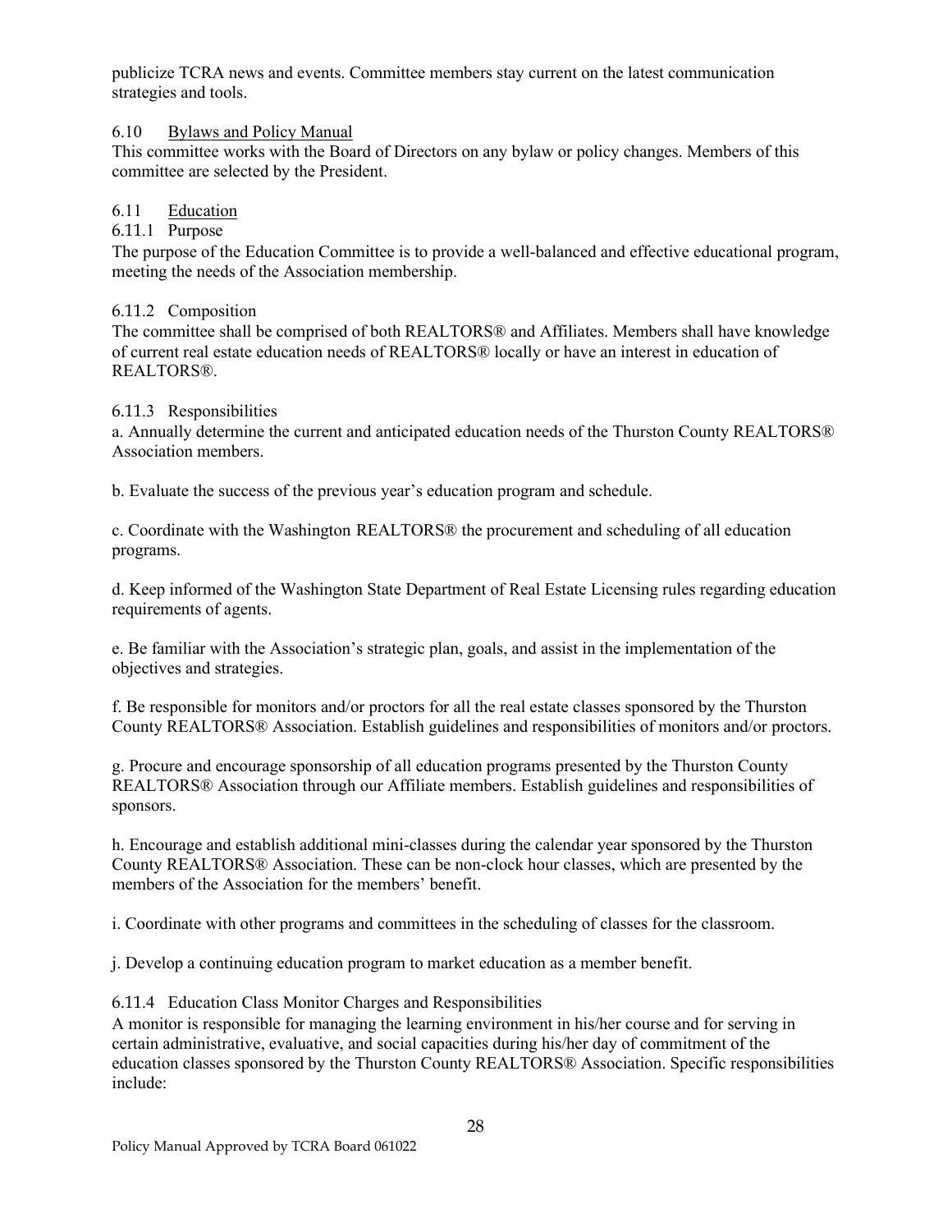publicize TCRA news and events. Committee members stay current on the latest communication strategies and tools.

### 6.10 Bylaws and Policy Manual

This committee works with the Board of Directors on any bylaw or policy changes. Members of this committee are selected by the President.

### 6.11 Education

#### 6.11.1 Purpose

The purpose of the Education Committee is to provide a well-balanced and effective educational program, meeting the needs of the Association membership.

#### 6.11.2 Composition

The committee shall be comprised of both REALTORS® and Affiliates. Members shall have knowledge of current real estate education needs of REALTORS® locally or have an interest in education of REALTORS®.

#### 6.11.3 Responsibilities

a. Annually determine the current and anticipated education needs of the Thurston County REALTORS® Association members.

b. Evaluate the success of the previous year's education program and schedule.

c. Coordinate with the Washington REALTORS® the procurement and scheduling of all education programs.

d. Keep informed of the Washington State Department of Real Estate Licensing rules regarding education requirements of agents.

e. Be familiar with the Association's strategic plan, goals, and assist in the implementation of the objectives and strategies.

f. Be responsible for monitors and/or proctors for all the real estate classes sponsored by the Thurston County REALTORS® Association. Establish guidelines and responsibilities of monitors and/or proctors.

g. Procure and encourage sponsorship of all education programs presented by the Thurston County REALTORS® Association through our Affiliate members. Establish guidelines and responsibilities of sponsors.

h. Encourage and establish additional mini-classes during the calendar year sponsored by the Thurston County REALTORS® Association. These can be non-clock hour classes, which are presented by the members of the Association for the members' benefit.

i. Coordinate with other programs and committees in the scheduling of classes for the classroom.

j. Develop a continuing education program to market education as a member benefit.

#### 6.11.4 Education Class Monitor Charges and Responsibilities

A monitor is responsible for managing the learning environment in his/her course and for serving in certain administrative, evaluative, and social capacities during his/her day of commitment of the education classes sponsored by the Thurston County REALTORS® Association. Specific responsibilities include: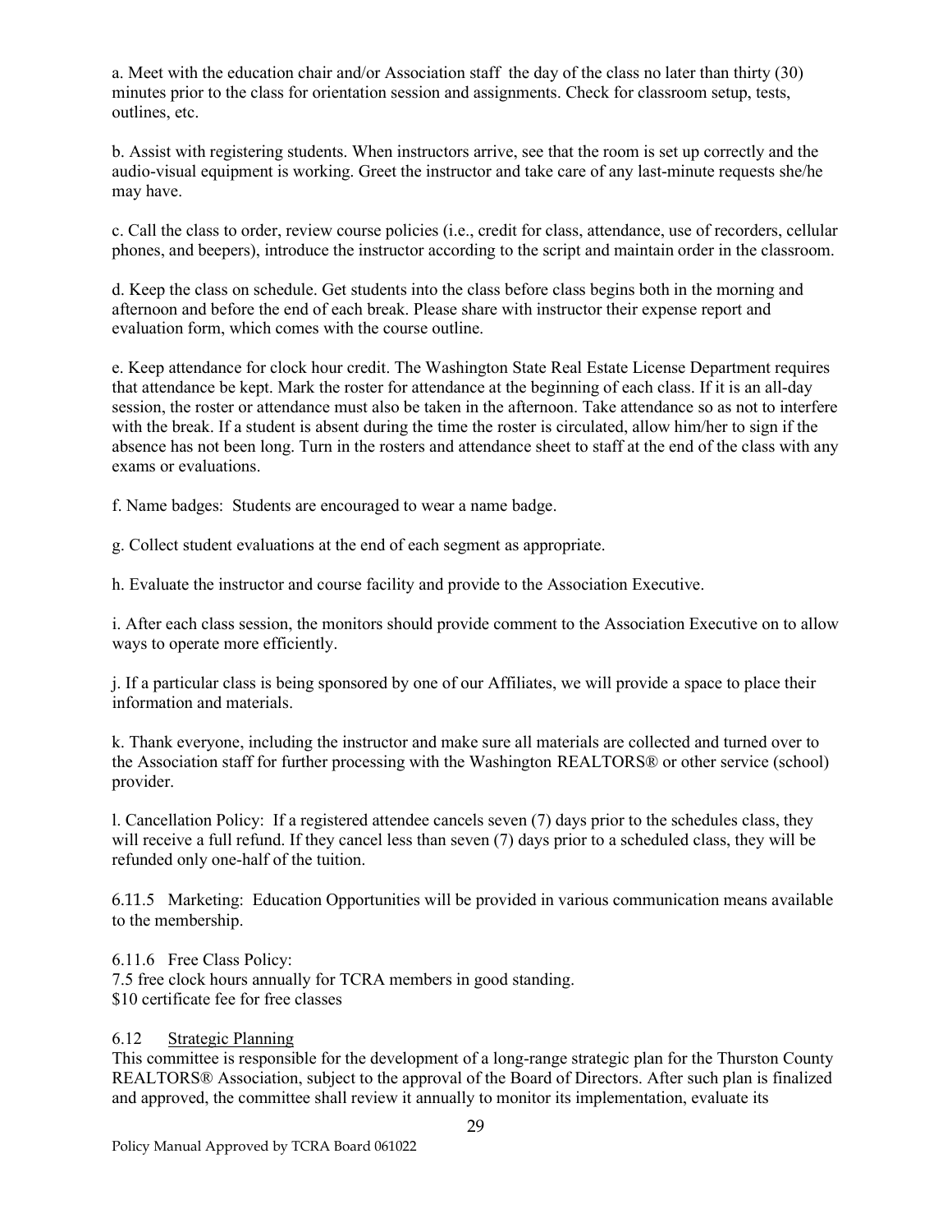a. Meet with the education chair and/or Association staff the day of the class no later than thirty (30) minutes prior to the class for orientation session and assignments. Check for classroom setup, tests, outlines, etc.

b. Assist with registering students. When instructors arrive, see that the room is set up correctly and the audio-visual equipment is working. Greet the instructor and take care of any last-minute requests she/he may have.

c. Call the class to order, review course policies (i.e., credit for class, attendance, use of recorders, cellular phones, and beepers), introduce the instructor according to the script and maintain order in the classroom.

d. Keep the class on schedule. Get students into the class before class begins both in the morning and afternoon and before the end of each break. Please share with instructor their expense report and evaluation form, which comes with the course outline.

e. Keep attendance for clock hour credit. The Washington State Real Estate License Department requires that attendance be kept. Mark the roster for attendance at the beginning of each class. If it is an all-day session, the roster or attendance must also be taken in the afternoon. Take attendance so as not to interfere with the break. If a student is absent during the time the roster is circulated, allow him/her to sign if the absence has not been long. Turn in the rosters and attendance sheet to staff at the end of the class with any exams or evaluations.

f. Name badges: Students are encouraged to wear a name badge.

g. Collect student evaluations at the end of each segment as appropriate.

h. Evaluate the instructor and course facility and provide to the Association Executive.

i. After each class session, the monitors should provide comment to the Association Executive on to allow ways to operate more efficiently.

j. If a particular class is being sponsored by one of our Affiliates, we will provide a space to place their information and materials.

k. Thank everyone, including the instructor and make sure all materials are collected and turned over to the Association staff for further processing with the Washington REALTORS® or other service (school) provider.

l. Cancellation Policy: If a registered attendee cancels seven (7) days prior to the schedules class, they will receive a full refund. If they cancel less than seven (7) days prior to a scheduled class, they will be refunded only one-half of the tuition.

6.11.5 Marketing: Education Opportunities will be provided in various communication means available to the membership.

6.11.6 Free Class Policy:
7.5 free clock hours annually for TCRA members in good standing.
$10 certificate fee for free classes

6.12 Strategic Planning

This committee is responsible for the development of a long-range strategic plan for the Thurston County REALTORS® Association, subject to the approval of the Board of Directors. After such plan is finalized and approved, the committee shall review it annually to monitor its implementation, evaluate its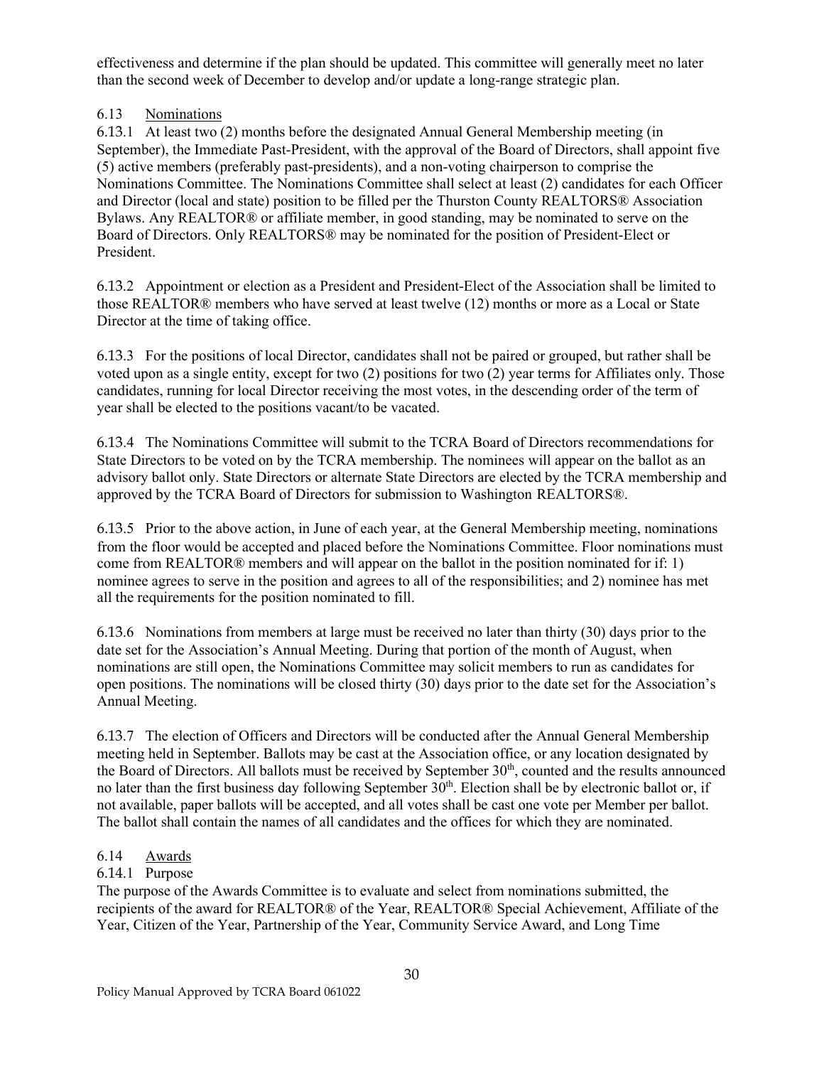effectiveness and determine if the plan should be updated. This committee will generally meet no later than the second week of December to develop and/or update a long-range strategic plan.

6.13 Nominations

6.13.1 At least two (2) months before the designated Annual General Membership meeting (in September), the Immediate Past-President, with the approval of the Board of Directors, shall appoint five (5) active members (preferably past-presidents), and a non-voting chairperson to comprise the Nominations Committee. The Nominations Committee shall select at least (2) candidates for each Officer and Director (local and state) position to be filled per the Thurston County REALTORS® Association Bylaws. Any REALTOR® or affiliate member, in good standing, may be nominated to serve on the Board of Directors. Only REALTORS® may be nominated for the position of President-Elect or President.

6.13.2 Appointment or election as a President and President-Elect of the Association shall be limited to those REALTOR® members who have served at least twelve (12) months or more as a Local or State Director at the time of taking office.

6.13.3 For the positions of local Director, candidates shall not be paired or grouped, but rather shall be voted upon as a single entity, except for two (2) positions for two (2) year terms for Affiliates only. Those candidates, running for local Director receiving the most votes, in the descending order of the term of year shall be elected to the positions vacant/to be vacated.

6.13.4 The Nominations Committee will submit to the TCRA Board of Directors recommendations for State Directors to be voted on by the TCRA membership. The nominees will appear on the ballot as an advisory ballot only. State Directors or alternate State Directors are elected by the TCRA membership and approved by the TCRA Board of Directors for submission to Washington REALTORS®.

6.13.5 Prior to the above action, in June of each year, at the General Membership meeting, nominations from the floor would be accepted and placed before the Nominations Committee. Floor nominations must come from REALTOR® members and will appear on the ballot in the position nominated for if: 1) nominee agrees to serve in the position and agrees to all of the responsibilities; and 2) nominee has met all the requirements for the position nominated to fill.

6.13.6 Nominations from members at large must be received no later than thirty (30) days prior to the date set for the Association's Annual Meeting. During that portion of the month of August, when nominations are still open, the Nominations Committee may solicit members to run as candidates for open positions. The nominations will be closed thirty (30) days prior to the date set for the Association's Annual Meeting.

6.13.7 The election of Officers and Directors will be conducted after the Annual General Membership meeting held in September. Ballots may be cast at the Association office, or any location designated by the Board of Directors. All ballots must be received by September 30th, counted and the results announced no later than the first business day following September 30th. Election shall be by electronic ballot or, if not available, paper ballots will be accepted, and all votes shall be cast one vote per Member per ballot. The ballot shall contain the names of all candidates and the offices for which they are nominated.

6.14 Awards

6.14.1 Purpose

The purpose of the Awards Committee is to evaluate and select from nominations submitted, the recipients of the award for REALTOR® of the Year, REALTOR® Special Achievement, Affiliate of the Year, Citizen of the Year, Partnership of the Year, Community Service Award, and Long Time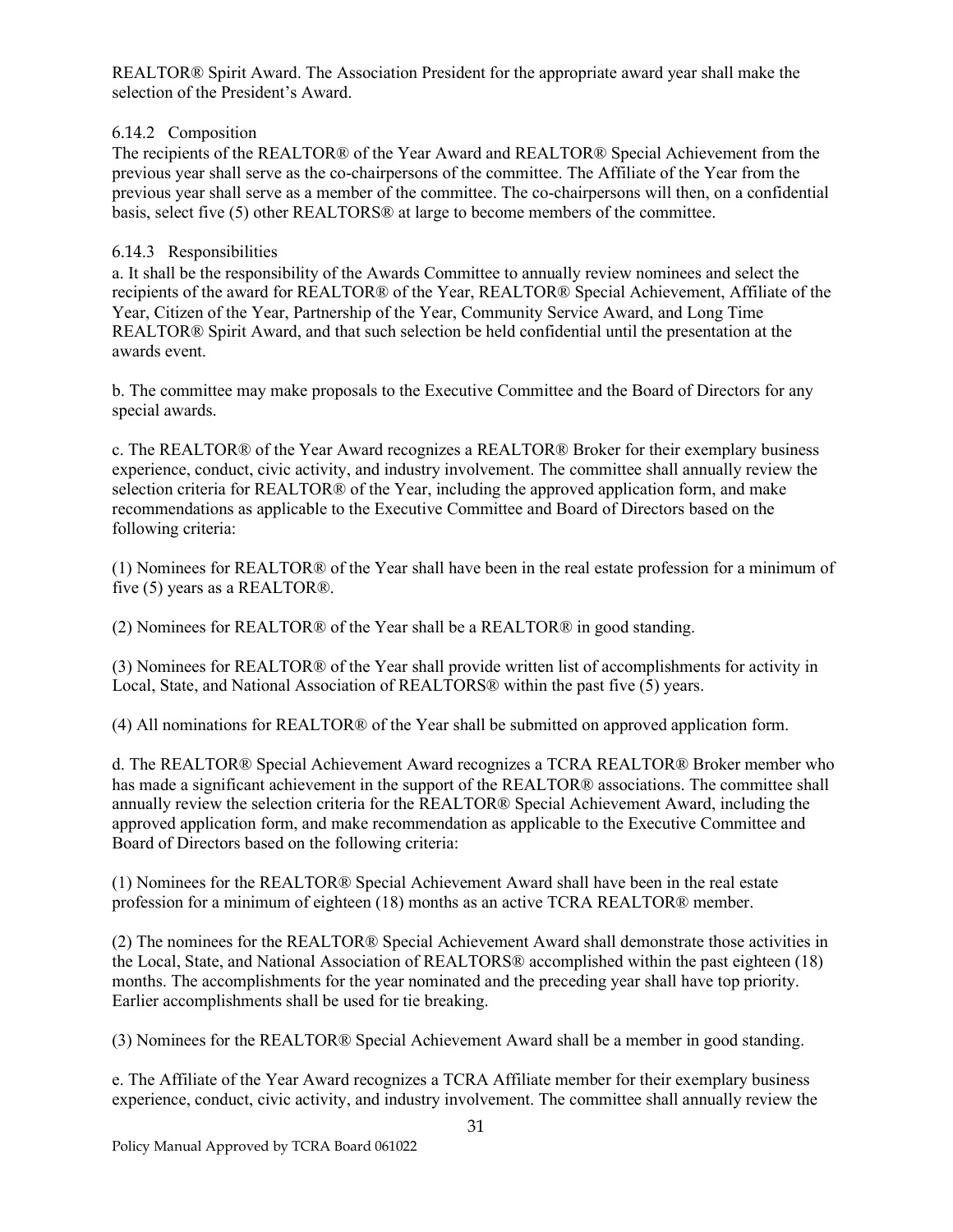REALTOR® Spirit Award. The Association President for the appropriate award year shall make the selection of the President's Award.

### 6.14.2 Composition

The recipients of the REALTOR® of the Year Award and REALTOR® Special Achievement from the previous year shall serve as the co-chairpersons of the committee. The Affiliate of the Year from the previous year shall serve as a member of the committee. The co-chairpersons will then, on a confidential basis, select five (5) other REALTORS® at large to become members of the committee.

### 6.14.3 Responsibilities

a. It shall be the responsibility of the Awards Committee to annually review nominees and select the recipients of the award for REALTOR® of the Year, REALTOR® Special Achievement, Affiliate of the Year, Citizen of the Year, Partnership of the Year, Community Service Award, and Long Time REALTOR® Spirit Award, and that such selection be held confidential until the presentation at the awards event.

b. The committee may make proposals to the Executive Committee and the Board of Directors for any special awards.

c. The REALTOR® of the Year Award recognizes a REALTOR® Broker for their exemplary business experience, conduct, civic activity, and industry involvement. The committee shall annually review the selection criteria for REALTOR® of the Year, including the approved application form, and make recommendations as applicable to the Executive Committee and Board of Directors based on the following criteria:

(1) Nominees for REALTOR® of the Year shall have been in the real estate profession for a minimum of five (5) years as a REALTOR®.

(2) Nominees for REALTOR® of the Year shall be a REALTOR® in good standing.

(3) Nominees for REALTOR® of the Year shall provide written list of accomplishments for activity in Local, State, and National Association of REALTORS® within the past five (5) years.

(4) All nominations for REALTOR® of the Year shall be submitted on approved application form.

d. The REALTOR® Special Achievement Award recognizes a TCRA REALTOR® Broker member who has made a significant achievement in the support of the REALTOR® associations. The committee shall annually review the selection criteria for the REALTOR® Special Achievement Award, including the approved application form, and make recommendation as applicable to the Executive Committee and Board of Directors based on the following criteria:

(1) Nominees for the REALTOR® Special Achievement Award shall have been in the real estate profession for a minimum of eighteen (18) months as an active TCRA REALTOR® member.

(2) The nominees for the REALTOR® Special Achievement Award shall demonstrate those activities in the Local, State, and National Association of REALTORS® accomplished within the past eighteen (18) months. The accomplishments for the year nominated and the preceding year shall have top priority. Earlier accomplishments shall be used for tie breaking.

(3) Nominees for the REALTOR® Special Achievement Award shall be a member in good standing.

e. The Affiliate of the Year Award recognizes a TCRA Affiliate member for their exemplary business experience, conduct, civic activity, and industry involvement. The committee shall annually review the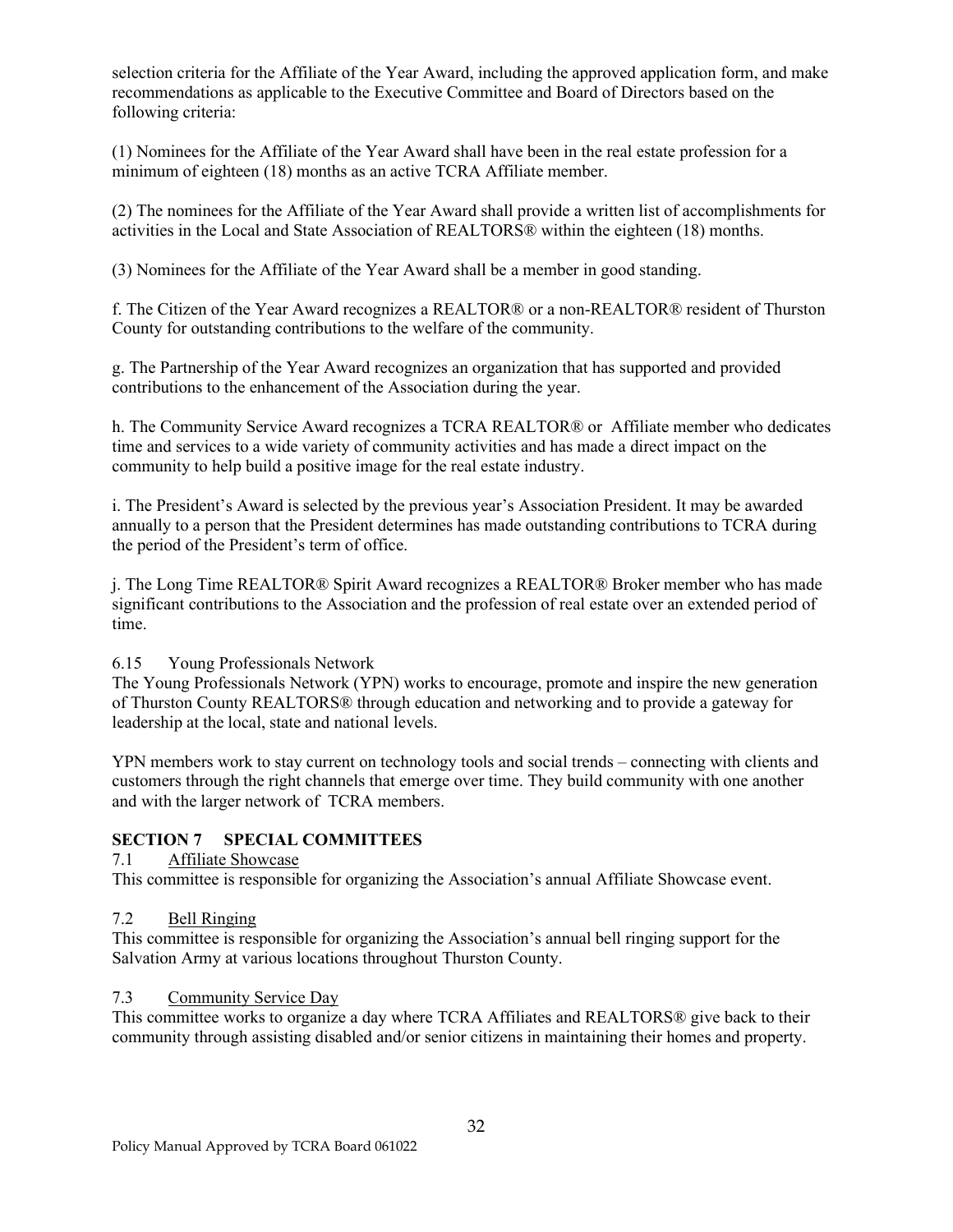selection criteria for the Affiliate of the Year Award, including the approved application form, and make recommendations as applicable to the Executive Committee and Board of Directors based on the following criteria:

(1) Nominees for the Affiliate of the Year Award shall have been in the real estate profession for a minimum of eighteen (18) months as an active TCRA Affiliate member.

(2) The nominees for the Affiliate of the Year Award shall provide a written list of accomplishments for activities in the Local and State Association of REALTORS® within the eighteen (18) months.

(3) Nominees for the Affiliate of the Year Award shall be a member in good standing.

f. The Citizen of the Year Award recognizes a REALTOR® or a non-REALTOR® resident of Thurston County for outstanding contributions to the welfare of the community.

g. The Partnership of the Year Award recognizes an organization that has supported and provided contributions to the enhancement of the Association during the year.

h. The Community Service Award recognizes a TCRA REALTOR® or Affiliate member who dedicates time and services to a wide variety of community activities and has made a direct impact on the community to help build a positive image for the real estate industry.

i. The President's Award is selected by the previous year's Association President. It may be awarded annually to a person that the President determines has made outstanding contributions to TCRA during the period of the President's term of office.

j. The Long Time REALTOR® Spirit Award recognizes a REALTOR® Broker member who has made significant contributions to the Association and the profession of real estate over an extended period of time.

6.15 Young Professionals Network

The Young Professionals Network (YPN) works to encourage, promote and inspire the new generation of Thurston County REALTORS® through education and networking and to provide a gateway for leadership at the local, state and national levels.

YPN members work to stay current on technology tools and social trends – connecting with clients and customers through the right channels that emerge over time. They build community with one another and with the larger network of TCRA members.

## SECTION 7 SPECIAL COMMITTEES

7.1 Affiliate Showcase

This committee is responsible for organizing the Association's annual Affiliate Showcase event.

7.2 Bell Ringing

This committee is responsible for organizing the Association's annual bell ringing support for the Salvation Army at various locations throughout Thurston County.

7.3 Community Service Day

This committee works to organize a day where TCRA Affiliates and REALTORS® give back to their community through assisting disabled and/or senior citizens in maintaining their homes and property.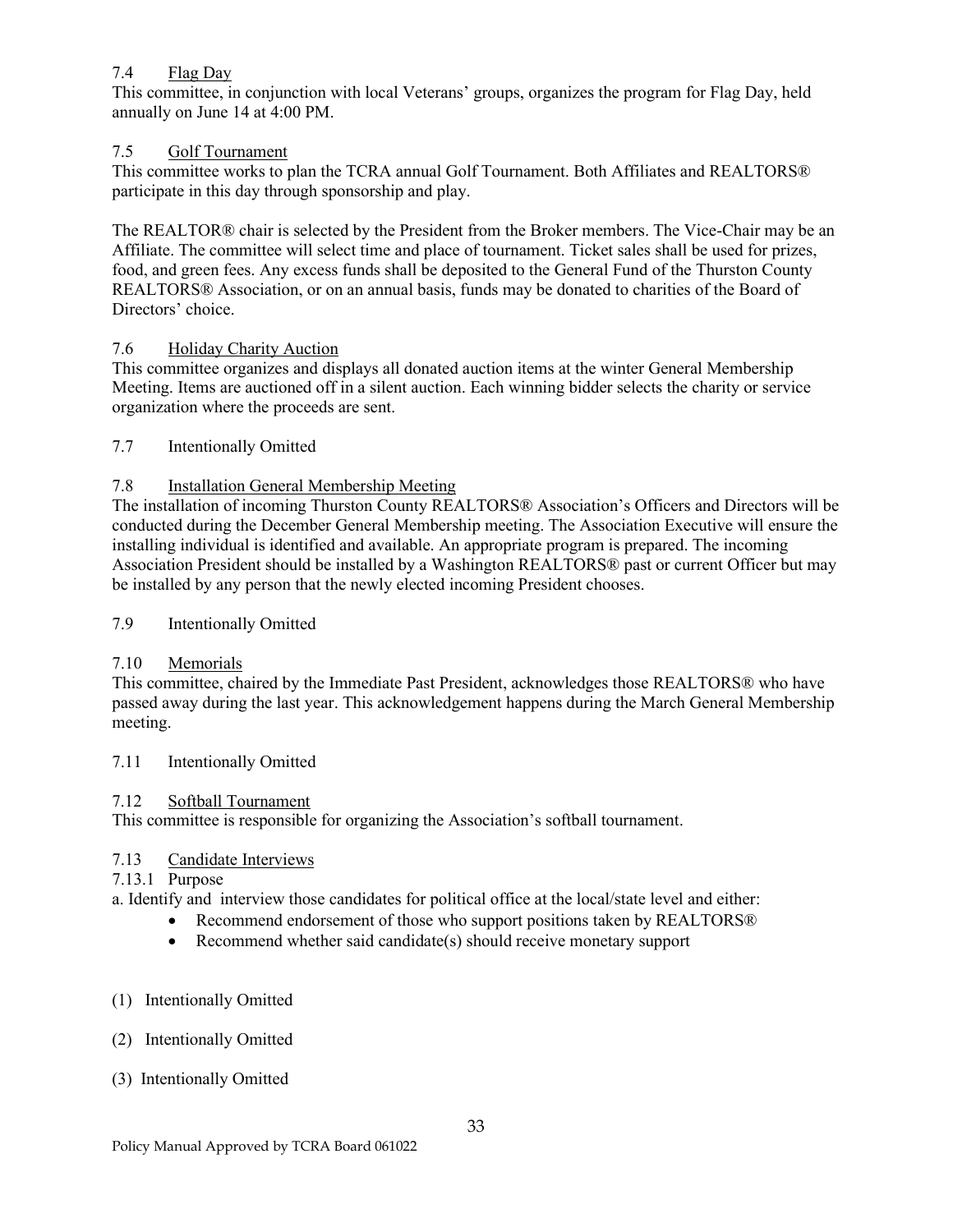### 7.4 Flag Day

This committee, in conjunction with local Veterans' groups, organizes the program for Flag Day, held annually on June 14 at 4:00 PM.

### 7.5 Golf Tournament

This committee works to plan the TCRA annual Golf Tournament. Both Affiliates and REALTORS® participate in this day through sponsorship and play.

The REALTOR® chair is selected by the President from the Broker members. The Vice-Chair may be an Affiliate. The committee will select time and place of tournament. Ticket sales shall be used for prizes, food, and green fees. Any excess funds shall be deposited to the General Fund of the Thurston County REALTORS® Association, or on an annual basis, funds may be donated to charities of the Board of Directors' choice.

### 7.6 Holiday Charity Auction

This committee organizes and displays all donated auction items at the winter General Membership Meeting. Items are auctioned off in a silent auction. Each winning bidder selects the charity or service organization where the proceeds are sent.

### 7.7 Intentionally Omitted

### 7.8 Installation General Membership Meeting

The installation of incoming Thurston County REALTORS® Association's Officers and Directors will be conducted during the December General Membership meeting. The Association Executive will ensure the installing individual is identified and available. An appropriate program is prepared. The incoming Association President should be installed by a Washington REALTORS® past or current Officer but may be installed by any person that the newly elected incoming President chooses.

### 7.9 Intentionally Omitted

### 7.10 Memorials

This committee, chaired by the Immediate Past President, acknowledges those REALTORS® who have passed away during the last year. This acknowledgement happens during the March General Membership meeting.

### 7.11 Intentionally Omitted

### 7.12 Softball Tournament

This committee is responsible for organizing the Association's softball tournament.

### 7.13 Candidate Interviews

7.13.1 Purpose

a. Identify and interview those candidates for political office at the local/state level and either:

- Recommend endorsement of those who support positions taken by REALTORS®
- Recommend whether said candidate(s) should receive monetary support

(1) Intentionally Omitted

(2) Intentionally Omitted

(3) Intentionally Omitted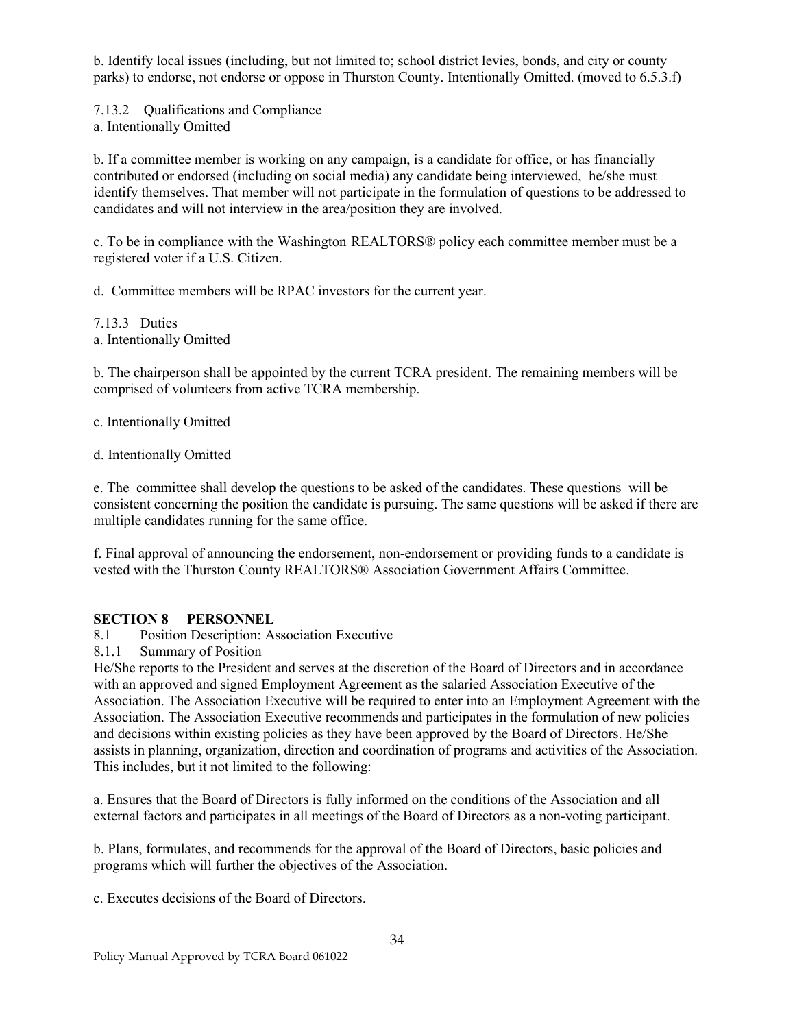b. Identify local issues (including, but not limited to; school district levies, bonds, and city or county parks) to endorse, not endorse or oppose in Thurston County. Intentionally Omitted. (moved to 6.5.3.f)

7.13.2 Qualifications and Compliance

a. Intentionally Omitted

b. If a committee member is working on any campaign, is a candidate for office, or has financially contributed or endorsed (including on social media) any candidate being interviewed, he/she must identify themselves. That member will not participate in the formulation of questions to be addressed to candidates and will not interview in the area/position they are involved.

c. To be in compliance with the Washington REALTORS® policy each committee member must be a registered voter if a U.S. Citizen.

d. Committee members will be RPAC investors for the current year.

7.13.3 Duties

a. Intentionally Omitted

b. The chairperson shall be appointed by the current TCRA president. The remaining members will be comprised of volunteers from active TCRA membership.

c. Intentionally Omitted

d. Intentionally Omitted

e. The committee shall develop the questions to be asked of the candidates. These questions will be consistent concerning the position the candidate is pursuing. The same questions will be asked if there are multiple candidates running for the same office.

f. Final approval of announcing the endorsement, non-endorsement or providing funds to a candidate is vested with the Thurston County REALTORS® Association Government Affairs Committee.

## SECTION 8 PERSONNEL

8.1 Position Description: Association Executive

8.1.1 Summary of Position

He/She reports to the President and serves at the discretion of the Board of Directors and in accordance with an approved and signed Employment Agreement as the salaried Association Executive of the Association. The Association Executive will be required to enter into an Employment Agreement with the Association. The Association Executive recommends and participates in the formulation of new policies and decisions within existing policies as they have been approved by the Board of Directors. He/She assists in planning, organization, direction and coordination of programs and activities of the Association. This includes, but it not limited to the following:

a. Ensures that the Board of Directors is fully informed on the conditions of the Association and all external factors and participates in all meetings of the Board of Directors as a non-voting participant.

b. Plans, formulates, and recommends for the approval of the Board of Directors, basic policies and programs which will further the objectives of the Association.

c. Executes decisions of the Board of Directors.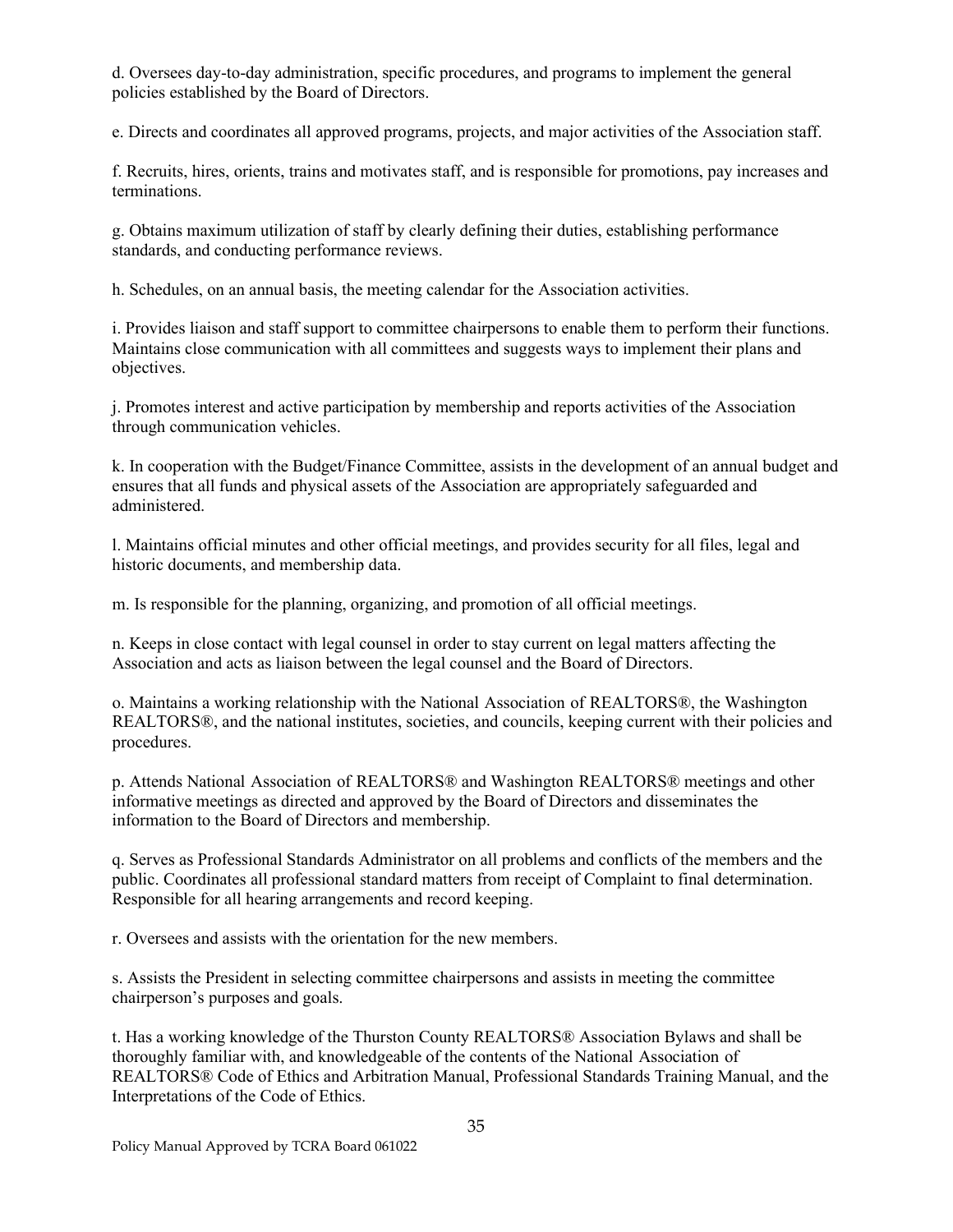d. Oversees day-to-day administration, specific procedures, and programs to implement the general policies established by the Board of Directors.

e. Directs and coordinates all approved programs, projects, and major activities of the Association staff.

f. Recruits, hires, orients, trains and motivates staff, and is responsible for promotions, pay increases and terminations.

g. Obtains maximum utilization of staff by clearly defining their duties, establishing performance standards, and conducting performance reviews.

h. Schedules, on an annual basis, the meeting calendar for the Association activities.

i. Provides liaison and staff support to committee chairpersons to enable them to perform their functions. Maintains close communication with all committees and suggests ways to implement their plans and objectives.

j. Promotes interest and active participation by membership and reports activities of the Association through communication vehicles.

k. In cooperation with the Budget/Finance Committee, assists in the development of an annual budget and ensures that all funds and physical assets of the Association are appropriately safeguarded and administered.

l. Maintains official minutes and other official meetings, and provides security for all files, legal and historic documents, and membership data.

m. Is responsible for the planning, organizing, and promotion of all official meetings.

n. Keeps in close contact with legal counsel in order to stay current on legal matters affecting the Association and acts as liaison between the legal counsel and the Board of Directors.

o. Maintains a working relationship with the National Association of REALTORS®, the Washington REALTORS®, and the national institutes, societies, and councils, keeping current with their policies and procedures.

p. Attends National Association of REALTORS® and Washington REALTORS® meetings and other informative meetings as directed and approved by the Board of Directors and disseminates the information to the Board of Directors and membership.

q. Serves as Professional Standards Administrator on all problems and conflicts of the members and the public. Coordinates all professional standard matters from receipt of Complaint to final determination. Responsible for all hearing arrangements and record keeping.

r. Oversees and assists with the orientation for the new members.

s. Assists the President in selecting committee chairpersons and assists in meeting the committee chairperson's purposes and goals.

t. Has a working knowledge of the Thurston County REALTORS® Association Bylaws and shall be thoroughly familiar with, and knowledgeable of the contents of the National Association of REALTORS® Code of Ethics and Arbitration Manual, Professional Standards Training Manual, and the Interpretations of the Code of Ethics.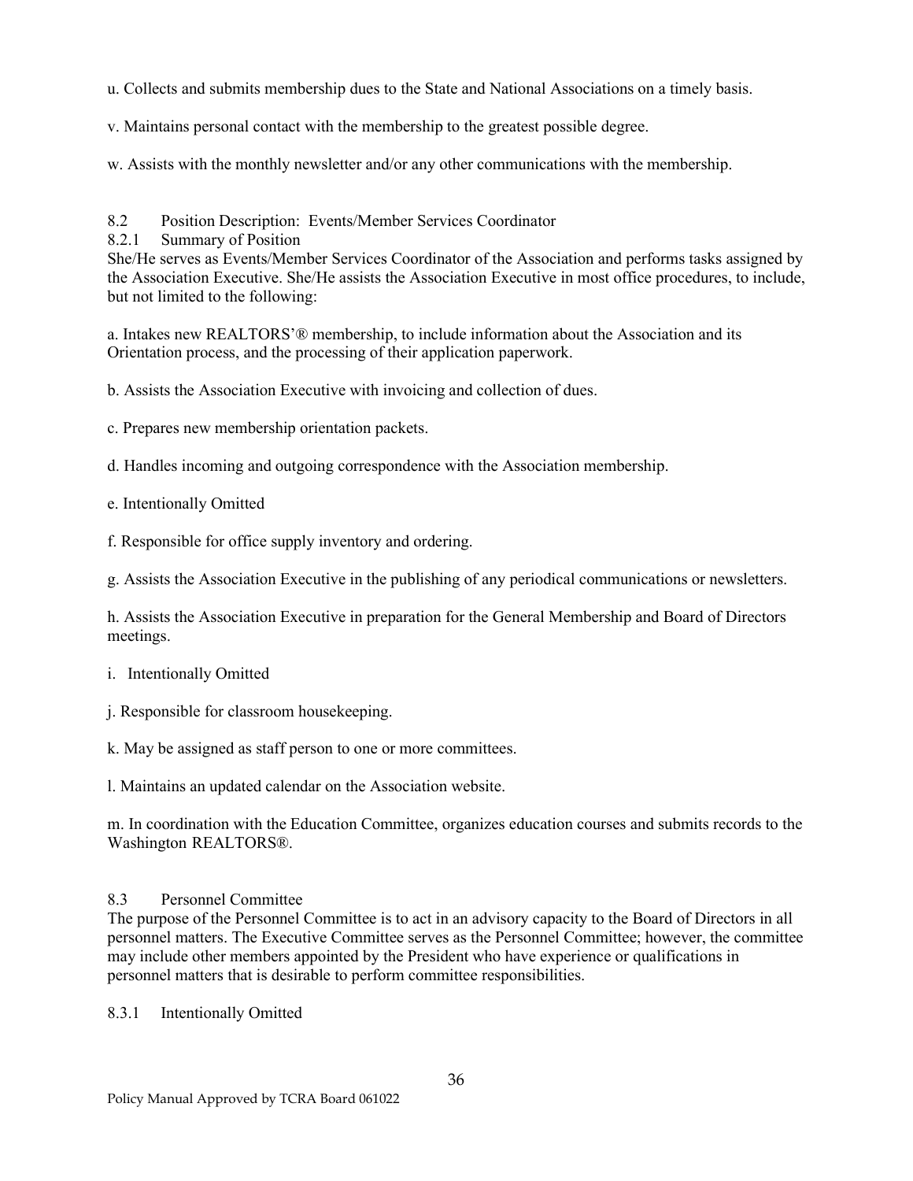u. Collects and submits membership dues to the State and National Associations on a timely basis.

v. Maintains personal contact with the membership to the greatest possible degree.

w. Assists with the monthly newsletter and/or any other communications with the membership.

## 8.2 Position Description: Events/Member Services Coordinator

### 8.2.1 Summary of Position

She/He serves as Events/Member Services Coordinator of the Association and performs tasks assigned by the Association Executive. She/He assists the Association Executive in most office procedures, to include, but not limited to the following:

a. Intakes new REALTORS'® membership, to include information about the Association and its Orientation process, and the processing of their application paperwork.

b. Assists the Association Executive with invoicing and collection of dues.

c. Prepares new membership orientation packets.

d. Handles incoming and outgoing correspondence with the Association membership.

e. Intentionally Omitted

f. Responsible for office supply inventory and ordering.

g. Assists the Association Executive in the publishing of any periodical communications or newsletters.

h. Assists the Association Executive in preparation for the General Membership and Board of Directors meetings.

i. Intentionally Omitted

j. Responsible for classroom housekeeping.

k. May be assigned as staff person to one or more committees.

l. Maintains an updated calendar on the Association website.

m. In coordination with the Education Committee, organizes education courses and submits records to the Washington REALTORS®.

## 8.3 Personnel Committee

The purpose of the Personnel Committee is to act in an advisory capacity to the Board of Directors in all personnel matters. The Executive Committee serves as the Personnel Committee; however, the committee may include other members appointed by the President who have experience or qualifications in personnel matters that is desirable to perform committee responsibilities.

### 8.3.1 Intentionally Omitted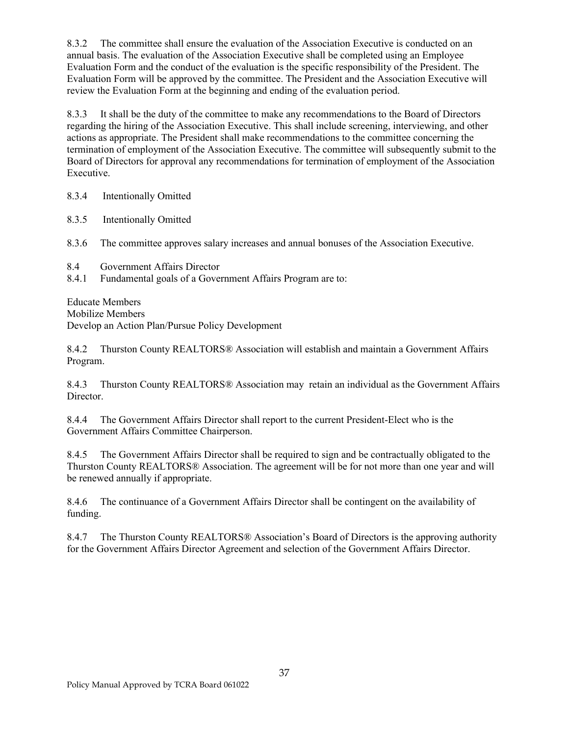8.3.2 The committee shall ensure the evaluation of the Association Executive is conducted on an annual basis. The evaluation of the Association Executive shall be completed using an Employee Evaluation Form and the conduct of the evaluation is the specific responsibility of the President. The Evaluation Form will be approved by the committee. The President and the Association Executive will review the Evaluation Form at the beginning and ending of the evaluation period.

8.3.3 It shall be the duty of the committee to make any recommendations to the Board of Directors regarding the hiring of the Association Executive. This shall include screening, interviewing, and other actions as appropriate. The President shall make recommendations to the committee concerning the termination of employment of the Association Executive. The committee will subsequently submit to the Board of Directors for approval any recommendations for termination of employment of the Association Executive.

8.3.4 Intentionally Omitted

8.3.5 Intentionally Omitted

8.3.6 The committee approves salary increases and annual bonuses of the Association Executive.

8.4 Government Affairs Director

8.4.1 Fundamental goals of a Government Affairs Program are to:

Educate Members
Mobilize Members
Develop an Action Plan/Pursue Policy Development

8.4.2 Thurston County REALTORS® Association will establish and maintain a Government Affairs Program.

8.4.3 Thurston County REALTORS® Association may retain an individual as the Government Affairs Director.

8.4.4 The Government Affairs Director shall report to the current President-Elect who is the Government Affairs Committee Chairperson.

8.4.5 The Government Affairs Director shall be required to sign and be contractually obligated to the Thurston County REALTORS® Association. The agreement will be for not more than one year and will be renewed annually if appropriate.

8.4.6 The continuance of a Government Affairs Director shall be contingent on the availability of funding.

8.4.7 The Thurston County REALTORS® Association's Board of Directors is the approving authority for the Government Affairs Director Agreement and selection of the Government Affairs Director.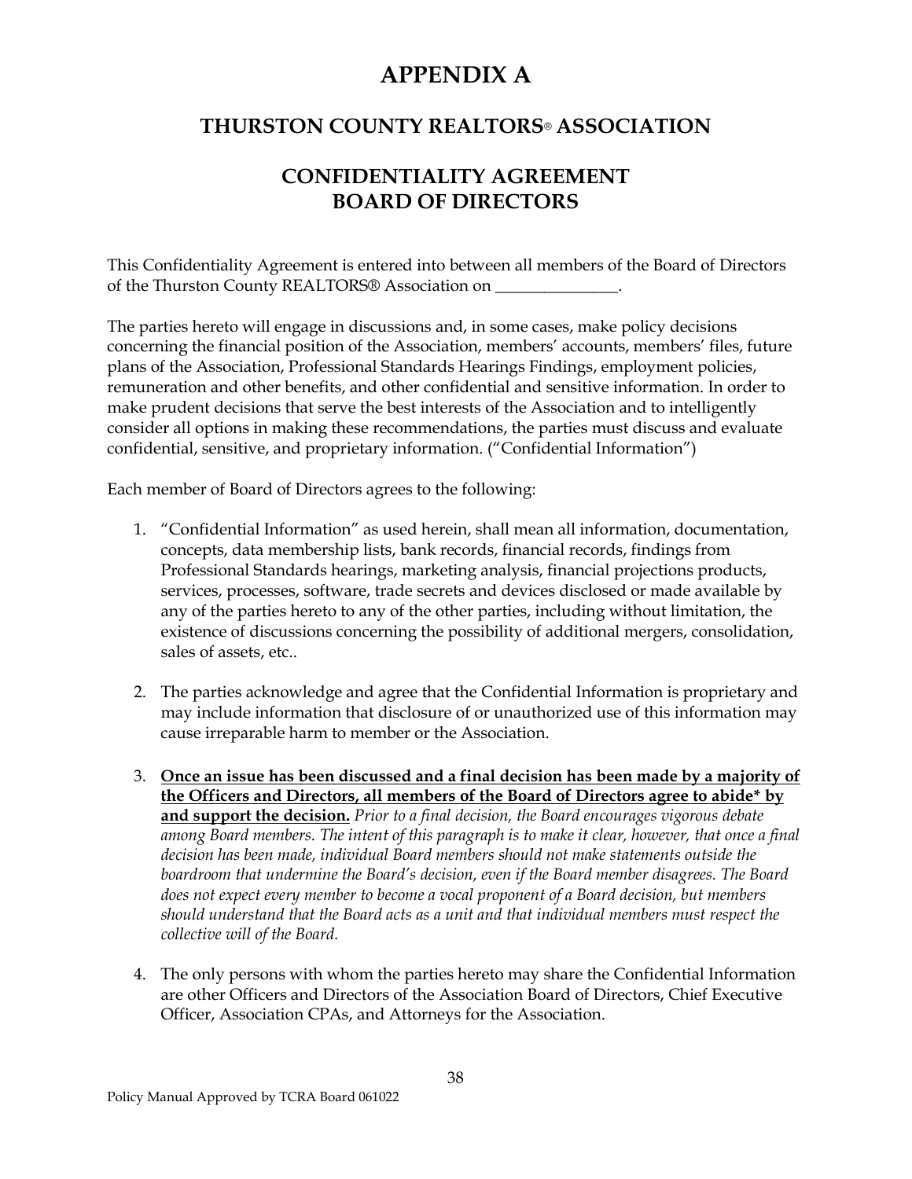# APPENDIX A

## THURSTON COUNTY REALTORS® ASSOCIATION

## CONFIDENTIALITY AGREEMENT BOARD OF DIRECTORS

This Confidentiality Agreement is entered into between all members of the Board of Directors of the Thurston County REALTORS® Association on _______________.

The parties hereto will engage in discussions and, in some cases, make policy decisions concerning the financial position of the Association, members' accounts, members' files, future plans of the Association, Professional Standards Hearings Findings, employment policies, remuneration and other benefits, and other confidential and sensitive information. In order to make prudent decisions that serve the best interests of the Association and to intelligently consider all options in making these recommendations, the parties must discuss and evaluate confidential, sensitive, and proprietary information. ("Confidential Information")

Each member of Board of Directors agrees to the following:

1. "Confidential Information" as used herein, shall mean all information, documentation, concepts, data membership lists, bank records, financial records, findings from Professional Standards hearings, marketing analysis, financial projections products, services, processes, software, trade secrets and devices disclosed or made available by any of the parties hereto to any of the other parties, including without limitation, the existence of discussions concerning the possibility of additional mergers, consolidation, sales of assets, etc..

2. The parties acknowledge and agree that the Confidential Information is proprietary and may include information that disclosure of or unauthorized use of this information may cause irreparable harm to member or the Association.

3. <u>**Once an issue has been discussed and a final decision has been made by a majority of the Officers and Directors, all members of the Board of Directors agree to abide* by and support the decision.**</u> *Prior to a final decision, the Board encourages vigorous debate among Board members. The intent of this paragraph is to make it clear, however, that once a final decision has been made, individual Board members should not make statements outside the boardroom that undermine the Board's decision, even if the Board member disagrees. The Board does not expect every member to become a vocal proponent of a Board decision, but members should understand that the Board acts as a unit and that individual members must respect the collective will of the Board.*

4. The only persons with whom the parties hereto may share the Confidential Information are other Officers and Directors of the Association Board of Directors, Chief Executive Officer, Association CPAs, and Attorneys for the Association.

Policy Manual Approved by TCRA Board 061022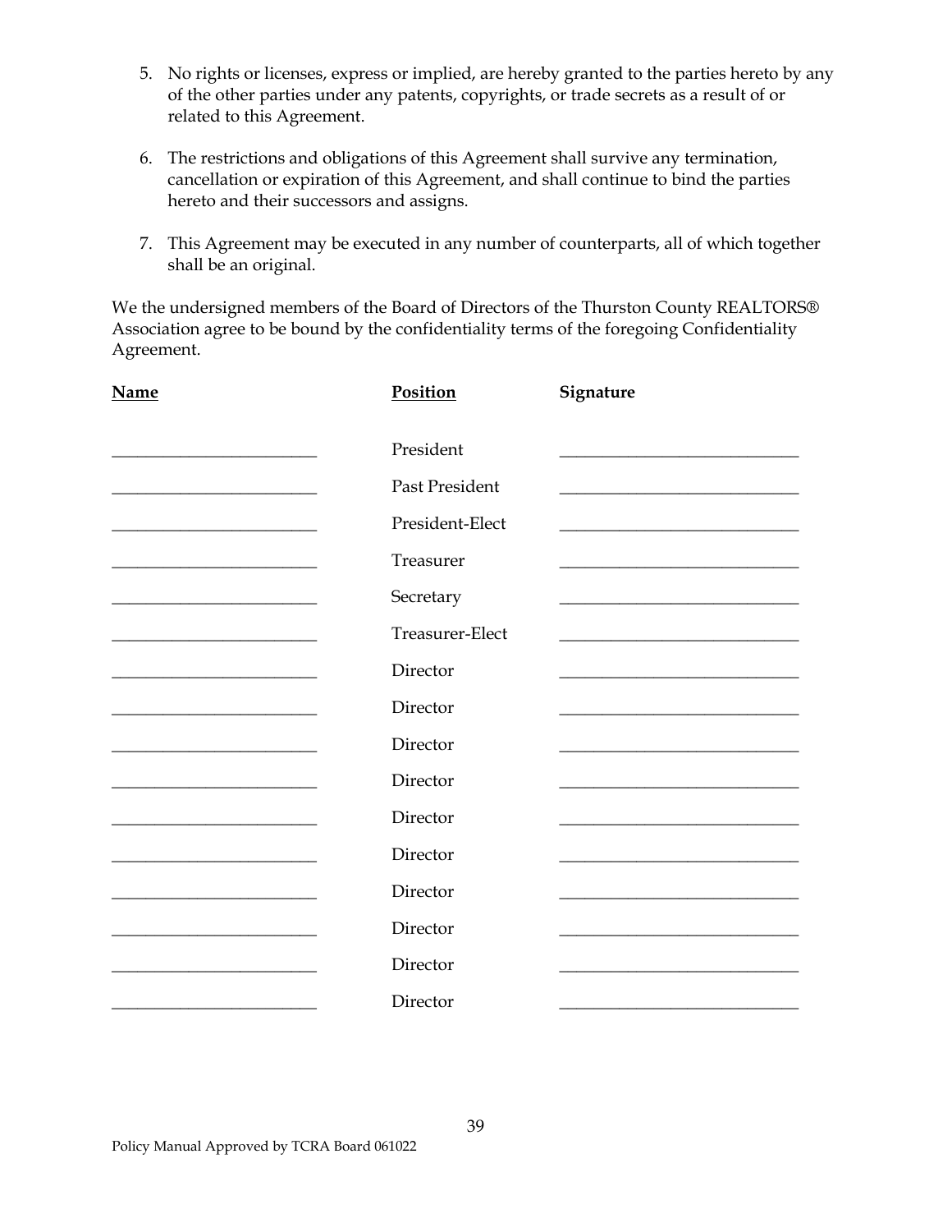5. No rights or licenses, express or implied, are hereby granted to the parties hereto by any of the other parties under any patents, copyrights, or trade secrets as a result of or related to this Agreement.

6. The restrictions and obligations of this Agreement shall survive any termination, cancellation or expiration of this Agreement, and shall continue to bind the parties hereto and their successors and assigns.

7. This Agreement may be executed in any number of counterparts, all of which together shall be an original.

We the undersigned members of the Board of Directors of the Thurston County REALTORS® Association agree to be bound by the confidentiality terms of the foregoing Confidentiality Agreement.

| **Name** | **Position** | **Signature** |
|---|---|---|
| ________________________ | President | ____________________________ |
| ________________________ | Past President | ____________________________ |
| ________________________ | President-Elect | ____________________________ |
| ________________________ | Treasurer | ____________________________ |
| ________________________ | Secretary | ____________________________ |
| ________________________ | Treasurer-Elect | ____________________________ |
| ________________________ | Director | ____________________________ |
| ________________________ | Director | ____________________________ |
| ________________________ | Director | ____________________________ |
| ________________________ | Director | ____________________________ |
| ________________________ | Director | ____________________________ |
| ________________________ | Director | ____________________________ |
| ________________________ | Director | ____________________________ |
| ________________________ | Director | ____________________________ |
| ________________________ | Director | ____________________________ |
| ________________________ | Director | ____________________________ |

Policy Manual Approved by TCRA Board 061022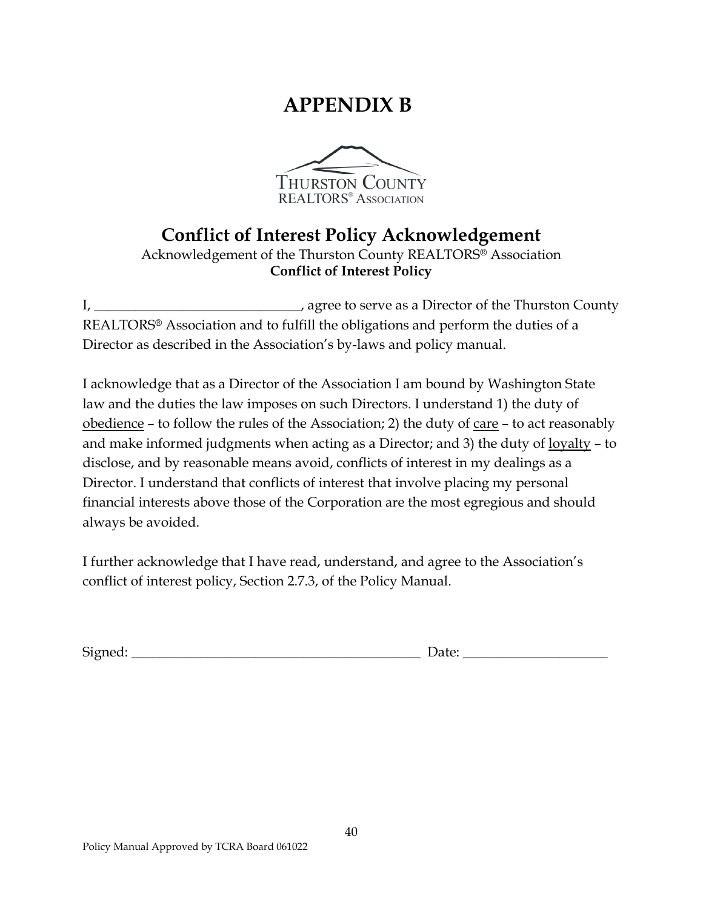# APPENDIX B

THURSTON COUNTY
REALTORS® ASSOCIATION

## Conflict of Interest Policy Acknowledgement

Acknowledgement of the Thurston County REALTORS® Association
**Conflict of Interest Policy**

I, ______________________________, agree to serve as a Director of the Thurston County REALTORS® Association and to fulfill the obligations and perform the duties of a Director as described in the Association's by-laws and policy manual.

I acknowledge that as a Director of the Association I am bound by Washington State law and the duties the law imposes on such Directors. I understand 1) the duty of <u>obedience</u> – to follow the rules of the Association; 2) the duty of <u>care</u> – to act reasonably and make informed judgments when acting as a Director; and 3) the duty of <u>loyalty</u> – to disclose, and by reasonable means avoid, conflicts of interest in my dealings as a Director. I understand that conflicts of interest that involve placing my personal financial interests above those of the Corporation are the most egregious and should always be avoided.

I further acknowledge that I have read, understand, and agree to the Association's conflict of interest policy, Section 2.7.3, of the Policy Manual.

Signed: ___________________________________________ Date: _____________________

Policy Manual Approved by TCRA Board 061022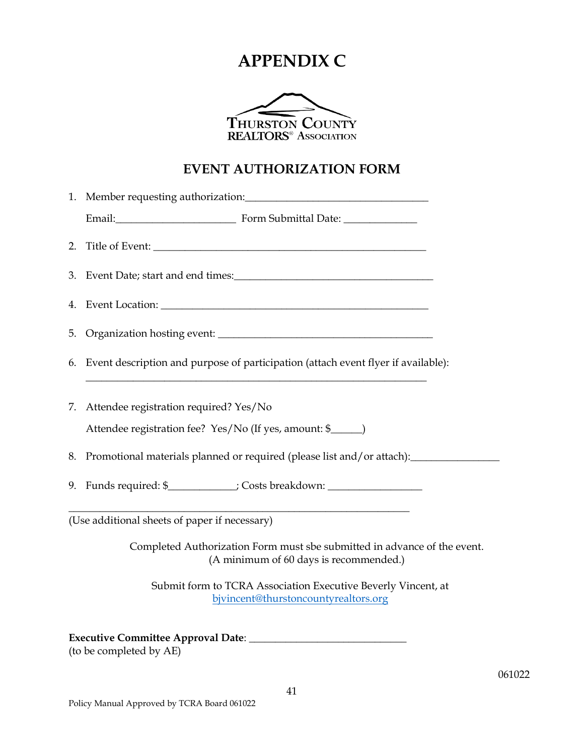# APPENDIX C

THURSTON COUNTY
REALTORS® ASSOCIATION

## EVENT AUTHORIZATION FORM

1. Member requesting authorization:_________________________________

   Email:______________________ Form Submittal Date: _____________

2. Title of Event: ___________________________________________________

3. Event Date; start and end times:____________________________________

4. Event Location: __________________________________________________

5. Organization hosting event: ________________________________________

6. Event description and purpose of participation (attach event flyer if available):
   _________________________________________________________________

7. Attendee registration required? Yes/No

   Attendee registration fee? Yes/No (If yes, amount: $______)

8. Promotional materials planned or required (please list and/or attach):________________

9. Funds required: $____________; Costs breakdown: _________________

_________________________________________________________________
(Use additional sheets of paper if necessary)

Completed Authorization Form must sbe submitted in advance of the event.
(A minimum of 60 days is recommended.)

Submit form to TCRA Association Executive Beverly Vincent, at
bjvincent@thurstoncountyrealtors.org

**Executive Committee Approval Date**: _____________________________
(to be completed by AE)

061022

Policy Manual Approved by TCRA Board 061022